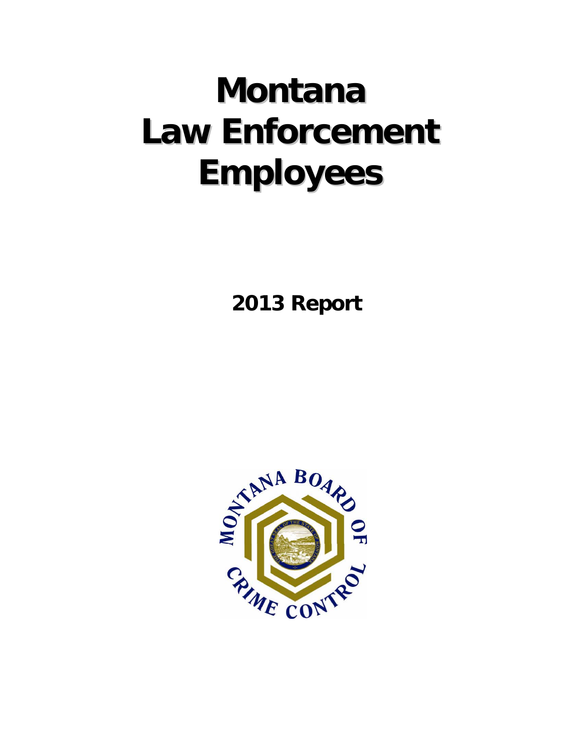# Montana Law Enforcement Employees

## 2013 Report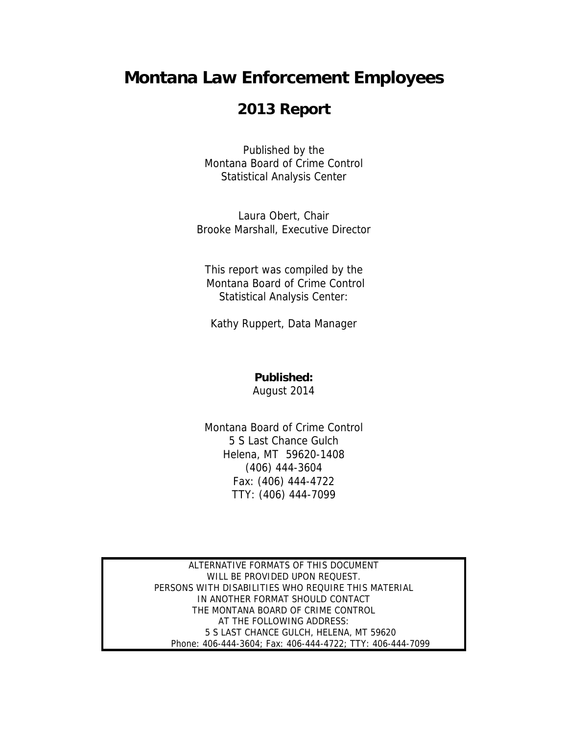# Montana Law Enforcement Employees

## 2013 Report

Published by the
Montana Board of Crime Control
Statistical Analysis Center

Laura Obert, Chair
Brooke Marshall, Executive Director

This report was compiled by the
Montana Board of Crime Control
Statistical Analysis Center:

Kathy Ruppert, Data Manager

**Published:**
August 2014

Montana Board of Crime Control
5 S Last Chance Gulch
Helena, MT 59620-1408
(406) 444-3604
Fax: (406) 444-4722
TTY: (406) 444-7099

ALTERNATIVE FORMATS OF THIS DOCUMENT
WILL BE PROVIDED UPON REQUEST.
PERSONS WITH DISABILITIES WHO REQUIRE THIS MATERIAL
IN ANOTHER FORMAT SHOULD CONTACT
THE MONTANA BOARD OF CRIME CONTROL
AT THE FOLLOWING ADDRESS:
5 S LAST CHANCE GULCH, HELENA, MT 59620
Phone: 406-444-3604; Fax: 406-444-4722; TTY: 406-444-7099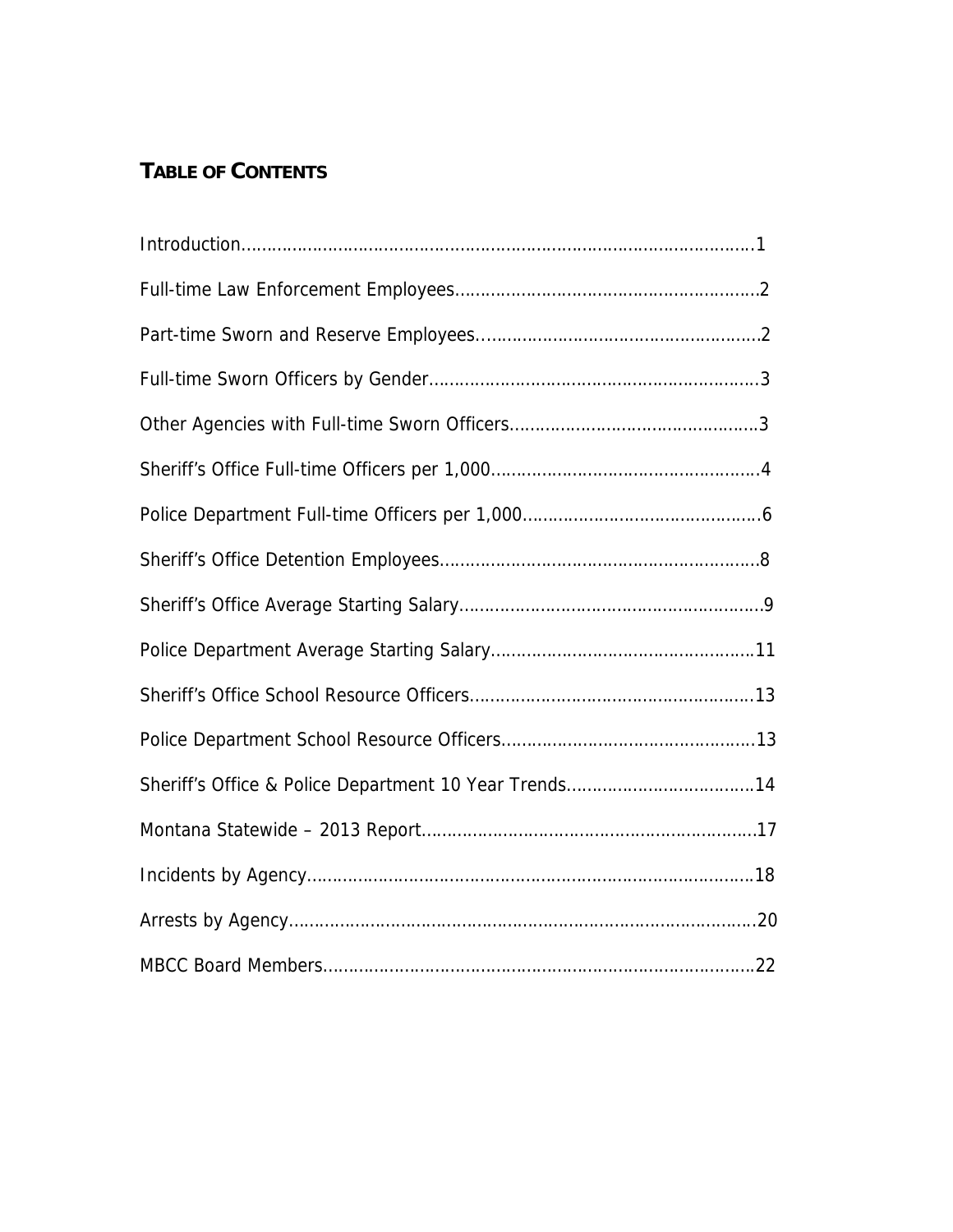# TABLE OF CONTENTS

Introduction……………………………………………………………………………………….1

Full-time Law Enforcement Employees…………………………………………………2

Part-time Sworn and Reserve Employees………………………………………………2

Full-time Sworn Officers by Gender………………………………………………………3

Other Agencies with Full-time Sworn Officers…………………………………………3

Sheriff's Office Full-time Officers per 1,000……………………………………………4

Police Department Full-time Officers per 1,000………………………………………6

Sheriff's Office Detention Employees……………………………………………………8

Sheriff's Office Average Starting Salary…………………………………………………9

Police Department Average Starting Salary……………………………………………11

Sheriff's Office School Resource Officers………………………………………………13

Police Department School Resource Officers…………………………………………13

Sheriff's Office & Police Department 10 Year Trends………………………………14

Montana Statewide – 2013 Report…………………………………………………………17

Incidents by Agency……………………………………………………………………………18

Arrests by Agency………………………………………………………………………………20

MBCC Board Members…………………………………………………………………………22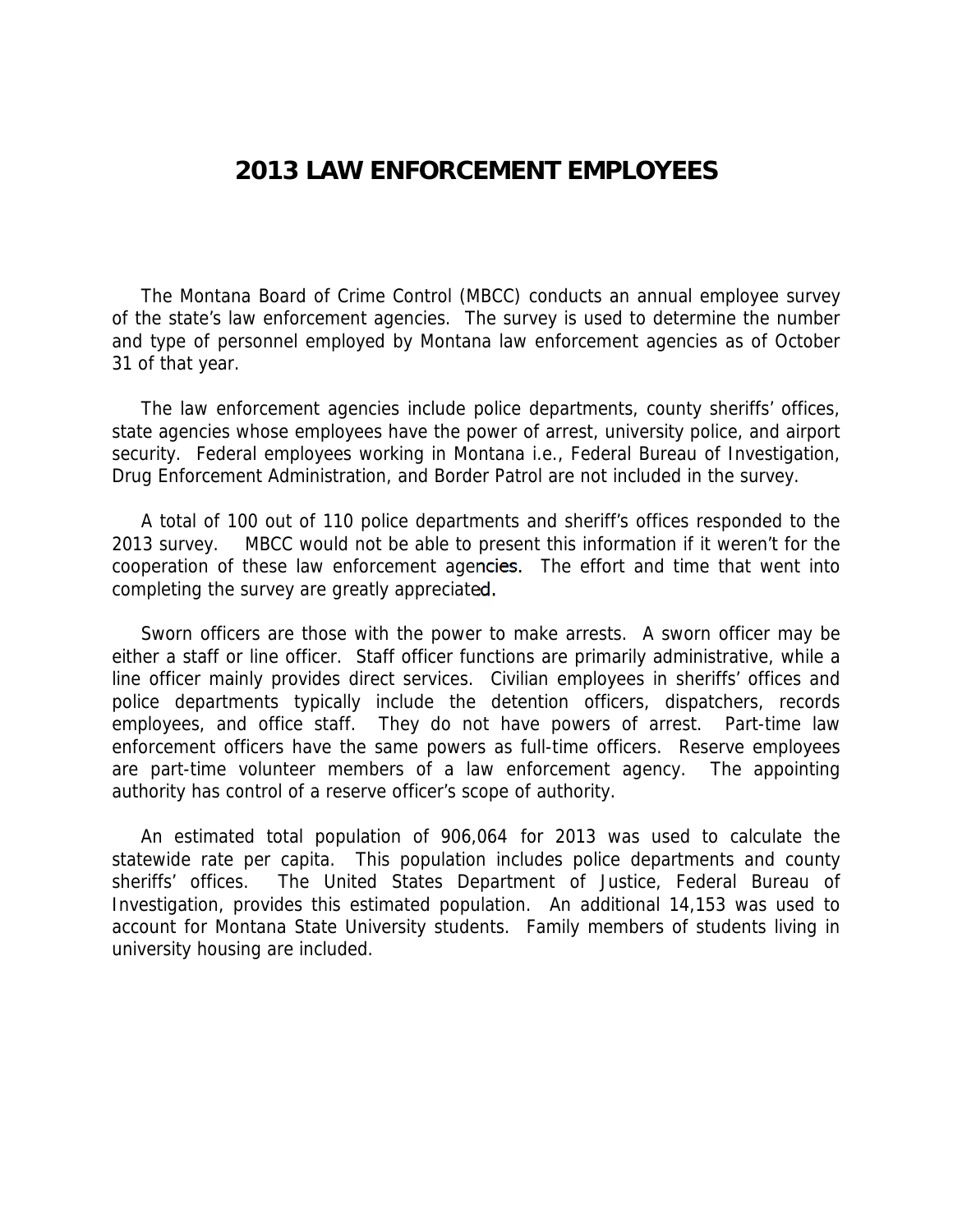# 2013 LAW ENFORCEMENT EMPLOYEES

The Montana Board of Crime Control (MBCC) conducts an annual employee survey of the state's law enforcement agencies. The survey is used to determine the number and type of personnel employed by Montana law enforcement agencies as of October 31 of that year.

The law enforcement agencies include police departments, county sheriffs' offices, state agencies whose employees have the power of arrest, university police, and airport security. Federal employees working in Montana i.e., Federal Bureau of Investigation, Drug Enforcement Administration, and Border Patrol are not included in the survey.

A total of 100 out of 110 police departments and sheriff's offices responded to the 2013 survey. MBCC would not be able to present this information if it weren't for the cooperation of these law enforcement agencies. The effort and time that went into completing the survey are greatly appreciated.

Sworn officers are those with the power to make arrests. A sworn officer may be either a staff or line officer. Staff officer functions are primarily administrative, while a line officer mainly provides direct services. Civilian employees in sheriffs' offices and police departments typically include the detention officers, dispatchers, records employees, and office staff. They do not have powers of arrest. Part-time law enforcement officers have the same powers as full-time officers. Reserve employees are part-time volunteer members of a law enforcement agency. The appointing authority has control of a reserve officer's scope of authority.

An estimated total population of 906,064 for 2013 was used to calculate the statewide rate per capita. This population includes police departments and county sheriffs' offices. The United States Department of Justice, Federal Bureau of Investigation, provides this estimated population. An additional 14,153 was used to account for Montana State University students. Family members of students living in university housing are included.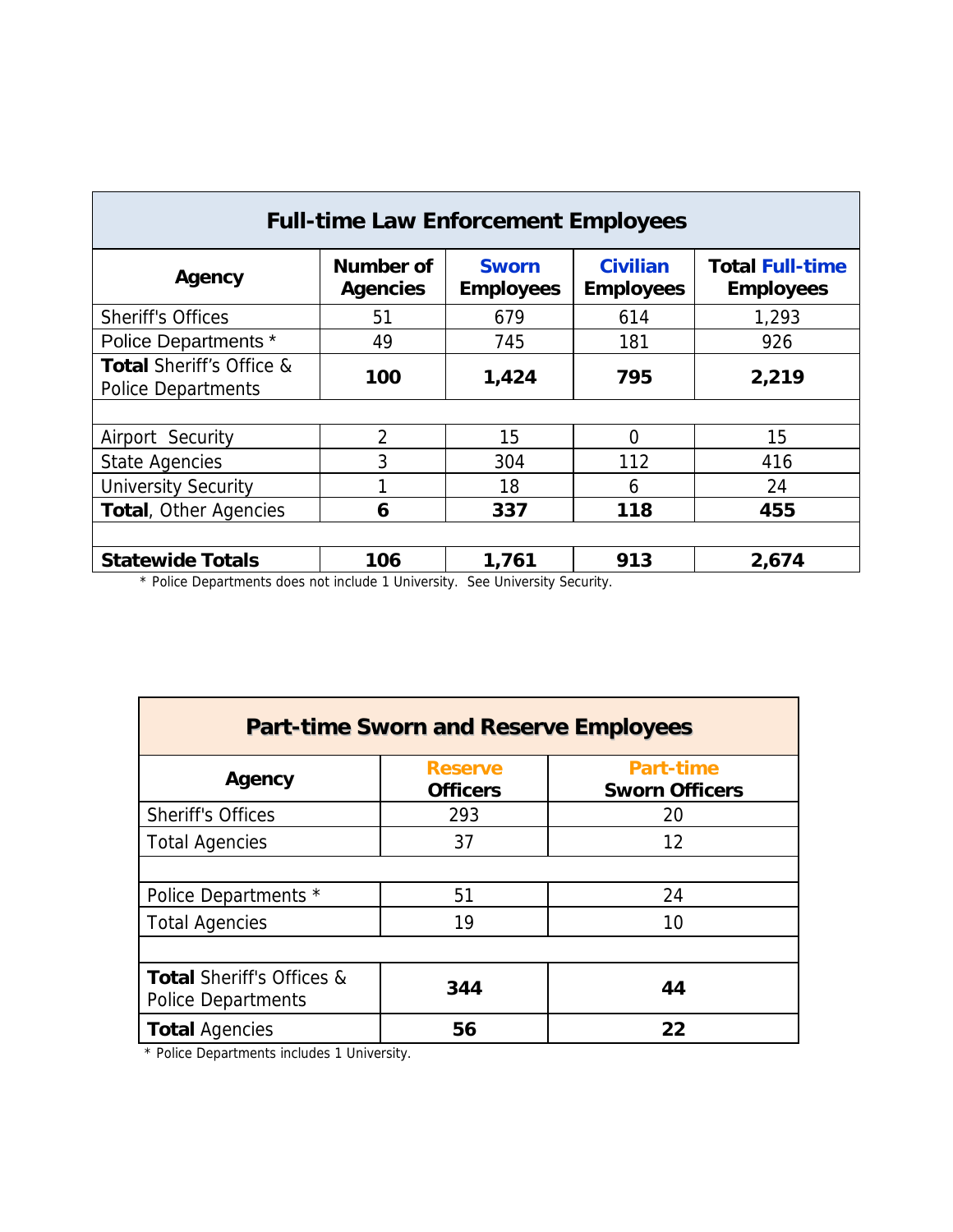| Full-time Law Enforcement Employees | | | | |
|---|---|---|---|---|
| **Agency** | **Number of Agencies** | **Sworn Employees** | **Civilian Employees** | **Total Full-time Employees** |
| Sheriff's Offices | 51 | 679 | 614 | 1,293 |
| Police Departments * | 49 | 745 | 181 | 926 |
| **Total** Sheriff's Office & Police Departments | **100** | **1,424** | **795** | **2,219** |
| | | | | |
| Airport Security | 2 | 15 | 0 | 15 |
| State Agencies | 3 | 304 | 112 | 416 |
| University Security | 1 | 18 | 6 | 24 |
| **Total**, Other Agencies | **6** | **337** | **118** | **455** |
| | | | | |
| **Statewide Totals** | **106** | **1,761** | **913** | **2,674** |

* Police Departments does not include 1 University. See University Security.

| Part-time Sworn and Reserve Employees | | |
|---|---|---|
| **Agency** | **Reserve Officers** | **Part-time Sworn Officers** |
| Sheriff's Offices | 293 | 20 |
| Total Agencies | 37 | 12 |
| | | |
| Police Departments * | 51 | 24 |
| Total Agencies | 19 | 10 |
| | | |
| **Total** Sheriff's Offices & Police Departments | **344** | **44** |
| **Total** Agencies | **56** | **22** |

* Police Departments includes 1 University.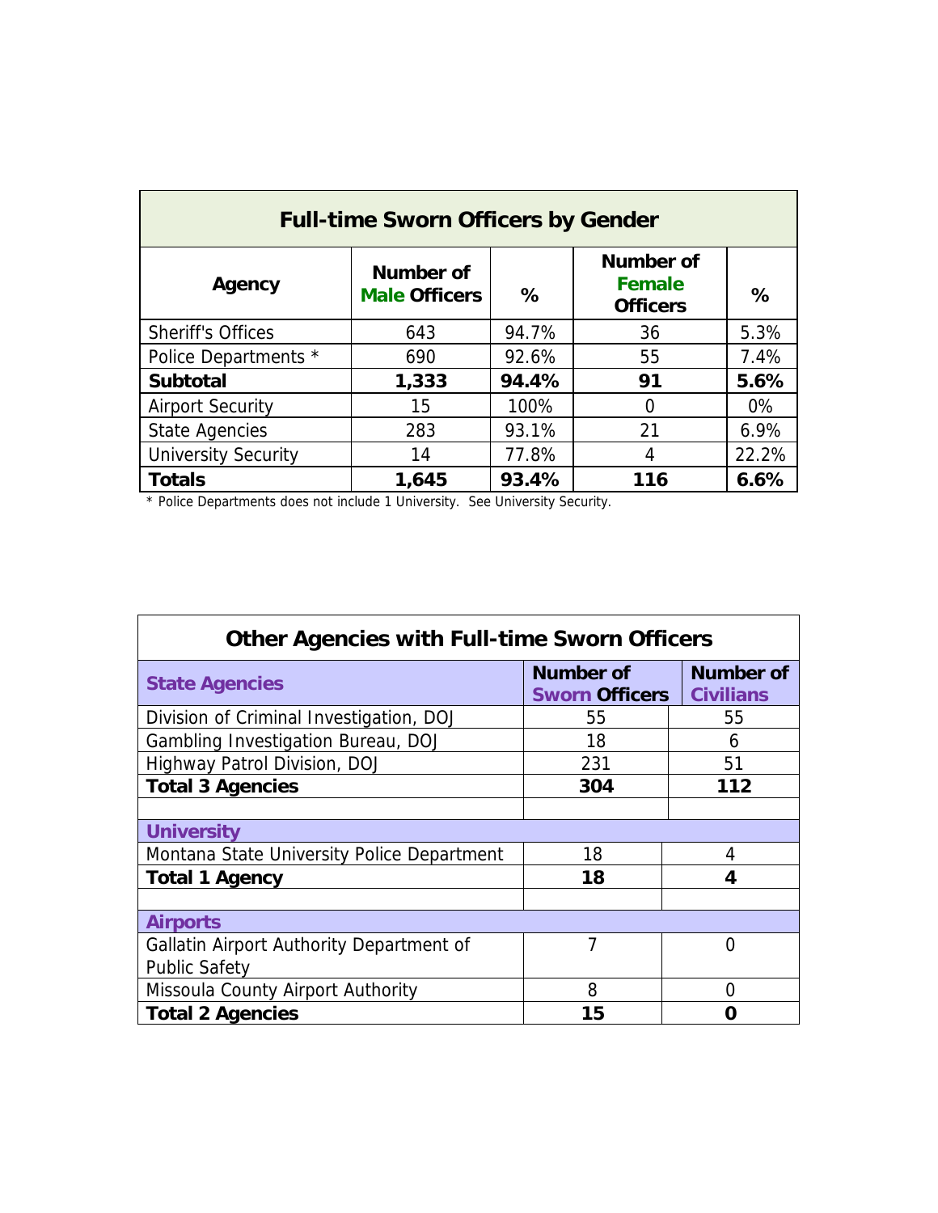## Full-time Sworn Officers by Gender

| Agency | Number of Male Officers | % | Number of Female Officers | % |
|---|---|---|---|---|
| Sheriff's Offices | 643 | 94.7% | 36 | 5.3% |
| Police Departments * | 690 | 92.6% | 55 | 7.4% |
| **Subtotal** | **1,333** | **94.4%** | **91** | **5.6%** |
| Airport Security | 15 | 100% | 0 | 0% |
| State Agencies | 283 | 93.1% | 21 | 6.9% |
| University Security | 14 | 77.8% | 4 | 22.2% |
| **Totals** | **1,645** | **93.4%** | **116** | **6.6%** |

* Police Departments does not include 1 University. See University Security.

## Other Agencies with Full-time Sworn Officers

| State Agencies | Number of Sworn Officers | Number of Civilians |
|---|---|---|
| Division of Criminal Investigation, DOJ | 55 | 55 |
| Gambling Investigation Bureau, DOJ | 18 | 6 |
| Highway Patrol Division, DOJ | 231 | 51 |
| **Total 3 Agencies** | **304** | **112** |
| | | |
| **University** | | |
| Montana State University Police Department | 18 | 4 |
| **Total 1 Agency** | **18** | **4** |
| | | |
| **Airports** | | |
| Gallatin Airport Authority Department of Public Safety | 7 | 0 |
| Missoula County Airport Authority | 8 | 0 |
| **Total 2 Agencies** | **15** | **0** |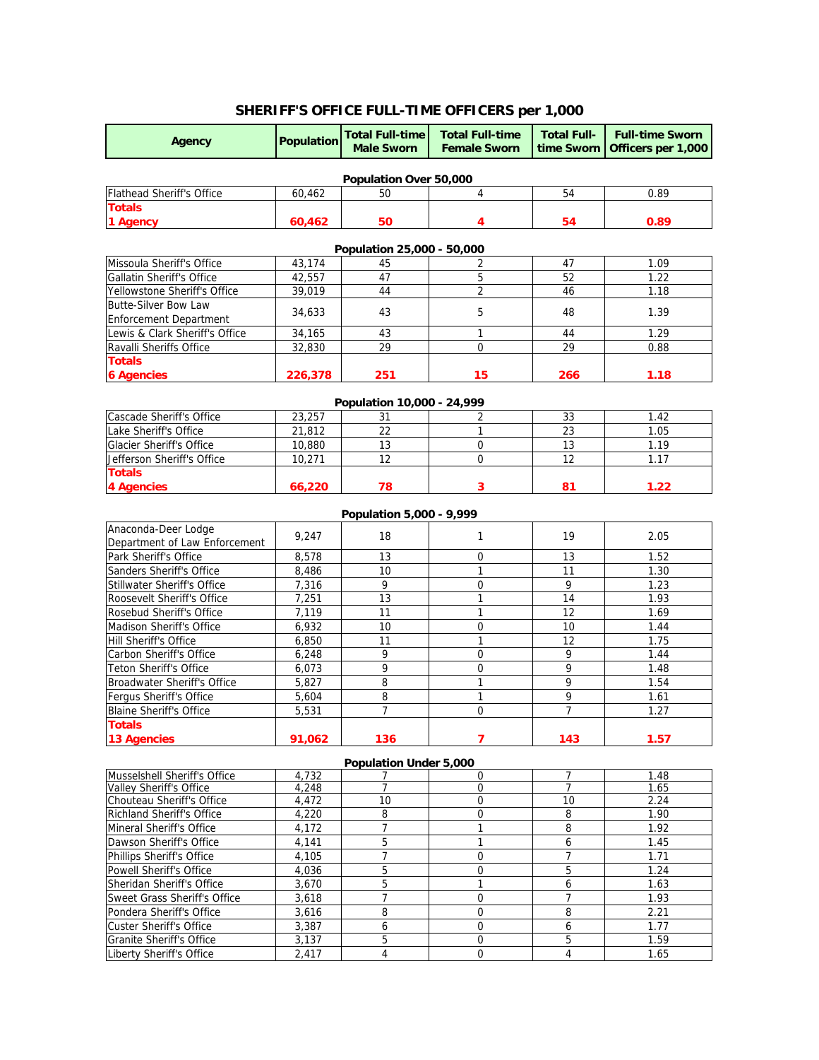## SHERIFF'S OFFICE FULL-TIME OFFICERS per 1,000

| Agency | Population | Total Full-time Male Sworn | Total Full-time Female Sworn | Total Full-time Sworn | Full-time Sworn Officers per 1,000 |
|---|---|---|---|---|---|
| **Population Over 50,000** | | | | | |
| Flathead Sheriff's Office | 60,462 | 50 | 4 | 54 | 0.89 |
| **Totals 1 Agency** | **60,462** | **50** | **4** | **54** | **0.89** |
| **Population 25,000 - 50,000** | | | | | |
| Missoula Sheriff's Office | 43,174 | 45 | 2 | 47 | 1.09 |
| Gallatin Sheriff's Office | 42,557 | 47 | 5 | 52 | 1.22 |
| Yellowstone Sheriff's Office | 39,019 | 44 | 2 | 46 | 1.18 |
| Butte-Silver Bow Law Enforcement Department | 34,633 | 43 | 5 | 48 | 1.39 |
| Lewis & Clark Sheriff's Office | 34,165 | 43 | 1 | 44 | 1.29 |
| Ravalli Sheriffs Office | 32,830 | 29 | 0 | 29 | 0.88 |
| **Totals 6 Agencies** | **226,378** | **251** | **15** | **266** | **1.18** |
| **Population 10,000 - 24,999** | | | | | |
| Cascade Sheriff's Office | 23,257 | 31 | 2 | 33 | 1.42 |
| Lake Sheriff's Office | 21,812 | 22 | 1 | 23 | 1.05 |
| Glacier Sheriff's Office | 10,880 | 13 | 0 | 13 | 1.19 |
| Jefferson Sheriff's Office | 10,271 | 12 | 0 | 12 | 1.17 |
| **Totals 4 Agencies** | **66,220** | **78** | **3** | **81** | **1.22** |
| **Population 5,000 - 9,999** | | | | | |
| Anaconda-Deer Lodge Department of Law Enforcement | 9,247 | 18 | 1 | 19 | 2.05 |
| Park Sheriff's Office | 8,578 | 13 | 0 | 13 | 1.52 |
| Sanders Sheriff's Office | 8,486 | 10 | 1 | 11 | 1.30 |
| Stillwater Sheriff's Office | 7,316 | 9 | 0 | 9 | 1.23 |
| Roosevelt Sheriff's Office | 7,251 | 13 | 1 | 14 | 1.93 |
| Rosebud Sheriff's Office | 7,119 | 11 | 1 | 12 | 1.69 |
| Madison Sheriff's Office | 6,932 | 10 | 0 | 10 | 1.44 |
| Hill Sheriff's Office | 6,850 | 11 | 1 | 12 | 1.75 |
| Carbon Sheriff's Office | 6,248 | 9 | 0 | 9 | 1.44 |
| Teton Sheriff's Office | 6,073 | 9 | 0 | 9 | 1.48 |
| Broadwater Sheriff's Office | 5,827 | 8 | 1 | 9 | 1.54 |
| Fergus Sheriff's Office | 5,604 | 8 | 1 | 9 | 1.61 |
| Blaine Sheriff's Office | 5,531 | 7 | 0 | 7 | 1.27 |
| **Totals 13 Agencies** | **91,062** | **136** | **7** | **143** | **1.57** |
| **Population Under 5,000** | | | | | |
| Musselshell Sheriff's Office | 4,732 | 7 | 0 | 7 | 1.48 |
| Valley Sheriff's Office | 4,248 | 7 | 0 | 7 | 1.65 |
| Chouteau Sheriff's Office | 4,472 | 10 | 0 | 10 | 2.24 |
| Richland Sheriff's Office | 4,220 | 8 | 0 | 8 | 1.90 |
| Mineral Sheriff's Office | 4,172 | 7 | 1 | 8 | 1.92 |
| Dawson Sheriff's Office | 4,141 | 5 | 1 | 6 | 1.45 |
| Phillips Sheriff's Office | 4,105 | 7 | 0 | 7 | 1.71 |
| Powell Sheriff's Office | 4,036 | 5 | 0 | 5 | 1.24 |
| Sheridan Sheriff's Office | 3,670 | 5 | 1 | 6 | 1.63 |
| Sweet Grass Sheriff's Office | 3,618 | 7 | 0 | 7 | 1.93 |
| Pondera Sheriff's Office | 3,616 | 8 | 0 | 8 | 2.21 |
| Custer Sheriff's Office | 3,387 | 6 | 0 | 6 | 1.77 |
| Granite Sheriff's Office | 3,137 | 5 | 0 | 5 | 1.59 |
| Liberty Sheriff's Office | 2,417 | 4 | 0 | 4 | 1.65 |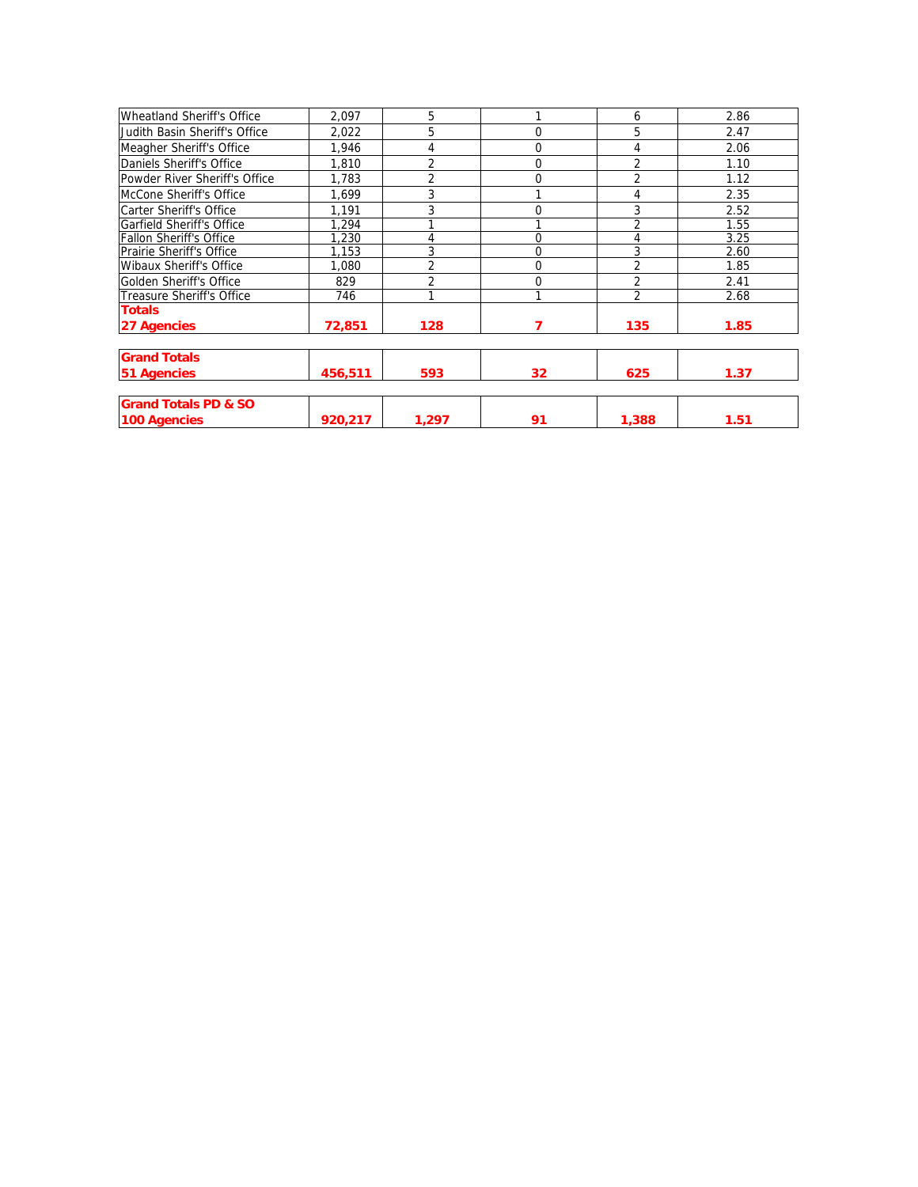| | | | | | |
|---|---|---|---|---|---|
| Wheatland Sheriff's Office | 2,097 | 5 | 1 | 6 | 2.86 |
| Judith Basin Sheriff's Office | 2,022 | 5 | 0 | 5 | 2.47 |
| Meagher Sheriff's Office | 1,946 | 4 | 0 | 4 | 2.06 |
| Daniels Sheriff's Office | 1,810 | 2 | 0 | 2 | 1.10 |
| Powder River Sheriff's Office | 1,783 | 2 | 0 | 2 | 1.12 |
| McCone Sheriff's Office | 1,699 | 3 | 1 | 4 | 2.35 |
| Carter Sheriff's Office | 1,191 | 3 | 0 | 3 | 2.52 |
| Garfield Sheriff's Office | 1,294 | 1 | 1 | 2 | 1.55 |
| Fallon Sheriff's Office | 1,230 | 4 | 0 | 4 | 3.25 |
| Prairie Sheriff's Office | 1,153 | 3 | 0 | 3 | 2.60 |
| Wibaux Sheriff's Office | 1,080 | 2 | 0 | 2 | 1.85 |
| Golden Sheriff's Office | 829 | 2 | 0 | 2 | 2.41 |
| Treasure Sheriff's Office | 746 | 1 | 1 | 2 | 2.68 |
| **Totals 27 Agencies** | **72,851** | **128** | **7** | **135** | **1.85** |

| | | | | | |
|---|---|---|---|---|---|
| **Grand Totals 51 Agencies** | **456,511** | **593** | **32** | **625** | **1.37** |

| | | | | | |
|---|---|---|---|---|---|
| **Grand Totals PD & SO 100 Agencies** | **920,217** | **1,297** | **91** | **1,388** | **1.51** |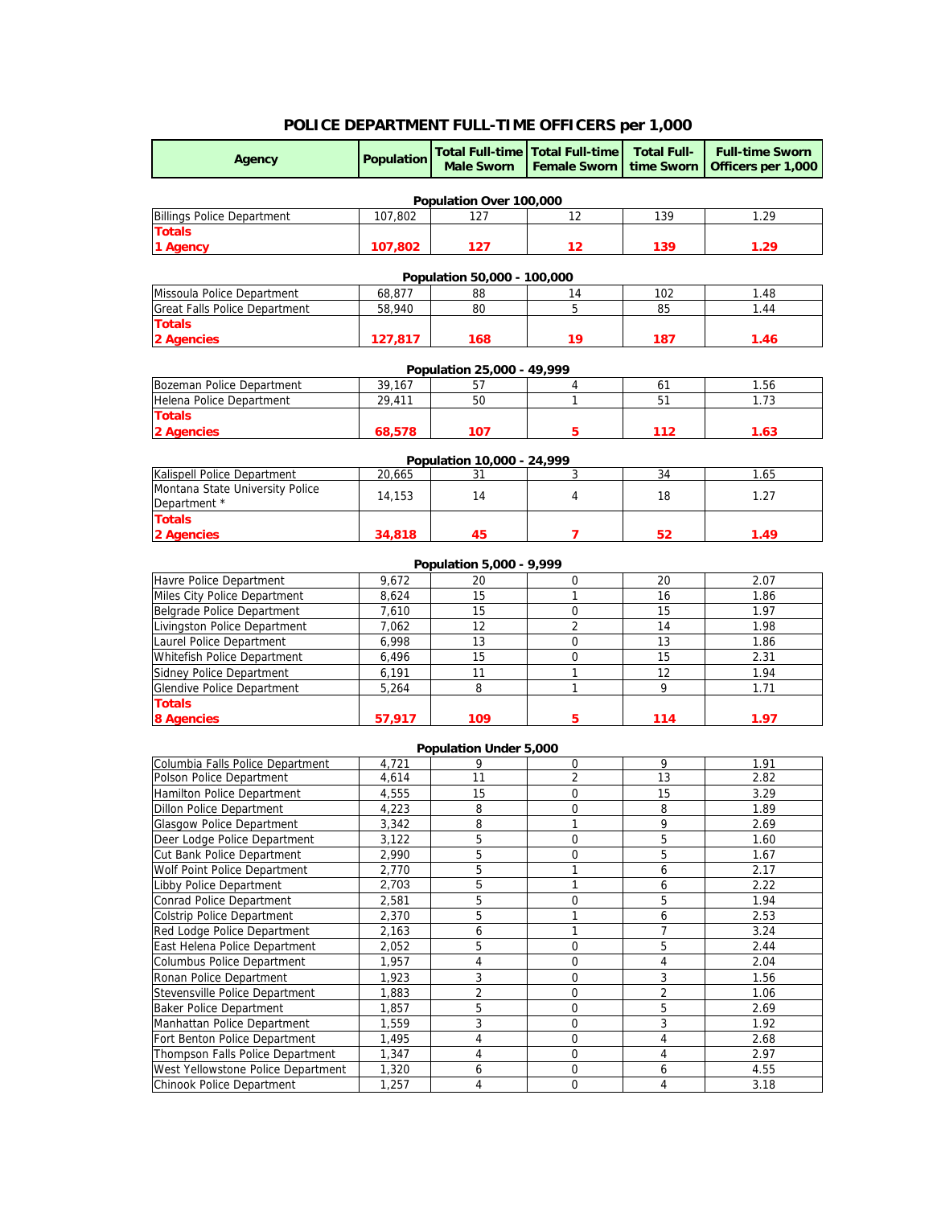# POLICE DEPARTMENT FULL-TIME OFFICERS per 1,000

| Agency | Population | Total Full-time Male Sworn | Total Full-time Female Sworn | Total Full-time Sworn | Full-time Sworn Officers per 1,000 |
|---|---|---|---|---|---|
| **Population Over 100,000** | | | | | |
| Billings Police Department | 107,802 | 127 | 12 | 139 | 1.29 |
| **Totals 1 Agency** | **107,802** | **127** | **12** | **139** | **1.29** |
| **Population 50,000 - 100,000** | | | | | |
| Missoula Police Department | 68,877 | 88 | 14 | 102 | 1.48 |
| Great Falls Police Department | 58,940 | 80 | 5 | 85 | 1.44 |
| **Totals 2 Agencies** | **127,817** | **168** | **19** | **187** | **1.46** |
| **Population 25,000 - 49,999** | | | | | |
| Bozeman Police Department | 39,167 | 57 | 4 | 61 | 1.56 |
| Helena Police Department | 29,411 | 50 | 1 | 51 | 1.73 |
| **Totals 2 Agencies** | **68,578** | **107** | **5** | **112** | **1.63** |
| **Population 10,000 - 24,999** | | | | | |
| Kalispell Police Department | 20,665 | 31 | 3 | 34 | 1.65 |
| Montana State University Police Department * | 14,153 | 14 | 4 | 18 | 1.27 |
| **Totals 2 Agencies** | **34,818** | **45** | **7** | **52** | **1.49** |
| **Population 5,000 - 9,999** | | | | | |
| Havre Police Department | 9,672 | 20 | 0 | 20 | 2.07 |
| Miles City Police Department | 8,624 | 15 | 1 | 16 | 1.86 |
| Belgrade Police Department | 7,610 | 15 | 0 | 15 | 1.97 |
| Livingston Police Department | 7,062 | 12 | 2 | 14 | 1.98 |
| Laurel Police Department | 6,998 | 13 | 0 | 13 | 1.86 |
| Whitefish Police Department | 6,496 | 15 | 0 | 15 | 2.31 |
| Sidney Police Department | 6,191 | 11 | 1 | 12 | 1.94 |
| Glendive Police Department | 5,264 | 8 | 1 | 9 | 1.71 |
| **Totals 8 Agencies** | **57,917** | **109** | **5** | **114** | **1.97** |
| **Population Under 5,000** | | | | | |
| Columbia Falls Police Department | 4,721 | 9 | 0 | 9 | 1.91 |
| Polson Police Department | 4,614 | 11 | 2 | 13 | 2.82 |
| Hamilton Police Department | 4,555 | 15 | 0 | 15 | 3.29 |
| Dillon Police Department | 4,223 | 8 | 0 | 8 | 1.89 |
| Glasgow Police Department | 3,342 | 8 | 1 | 9 | 2.69 |
| Deer Lodge Police Department | 3,122 | 5 | 0 | 5 | 1.60 |
| Cut Bank Police Department | 2,990 | 5 | 0 | 5 | 1.67 |
| Wolf Point Police Department | 2,770 | 5 | 1 | 6 | 2.17 |
| Libby Police Department | 2,703 | 5 | 1 | 6 | 2.22 |
| Conrad Police Department | 2,581 | 5 | 0 | 5 | 1.94 |
| Colstrip Police Department | 2,370 | 5 | 1 | 6 | 2.53 |
| Red Lodge Police Department | 2,163 | 6 | 1 | 7 | 3.24 |
| East Helena Police Department | 2,052 | 5 | 0 | 5 | 2.44 |
| Columbus Police Department | 1,957 | 4 | 0 | 4 | 2.04 |
| Ronan Police Department | 1,923 | 3 | 0 | 3 | 1.56 |
| Stevensville Police Department | 1,883 | 2 | 0 | 2 | 1.06 |
| Baker Police Department | 1,857 | 5 | 0 | 5 | 2.69 |
| Manhattan Police Department | 1,559 | 3 | 0 | 3 | 1.92 |
| Fort Benton Police Department | 1,495 | 4 | 0 | 4 | 2.68 |
| Thompson Falls Police Department | 1,347 | 4 | 0 | 4 | 2.97 |
| West Yellowstone Police Department | 1,320 | 6 | 0 | 6 | 4.55 |
| Chinook Police Department | 1,257 | 4 | 0 | 4 | 3.18 |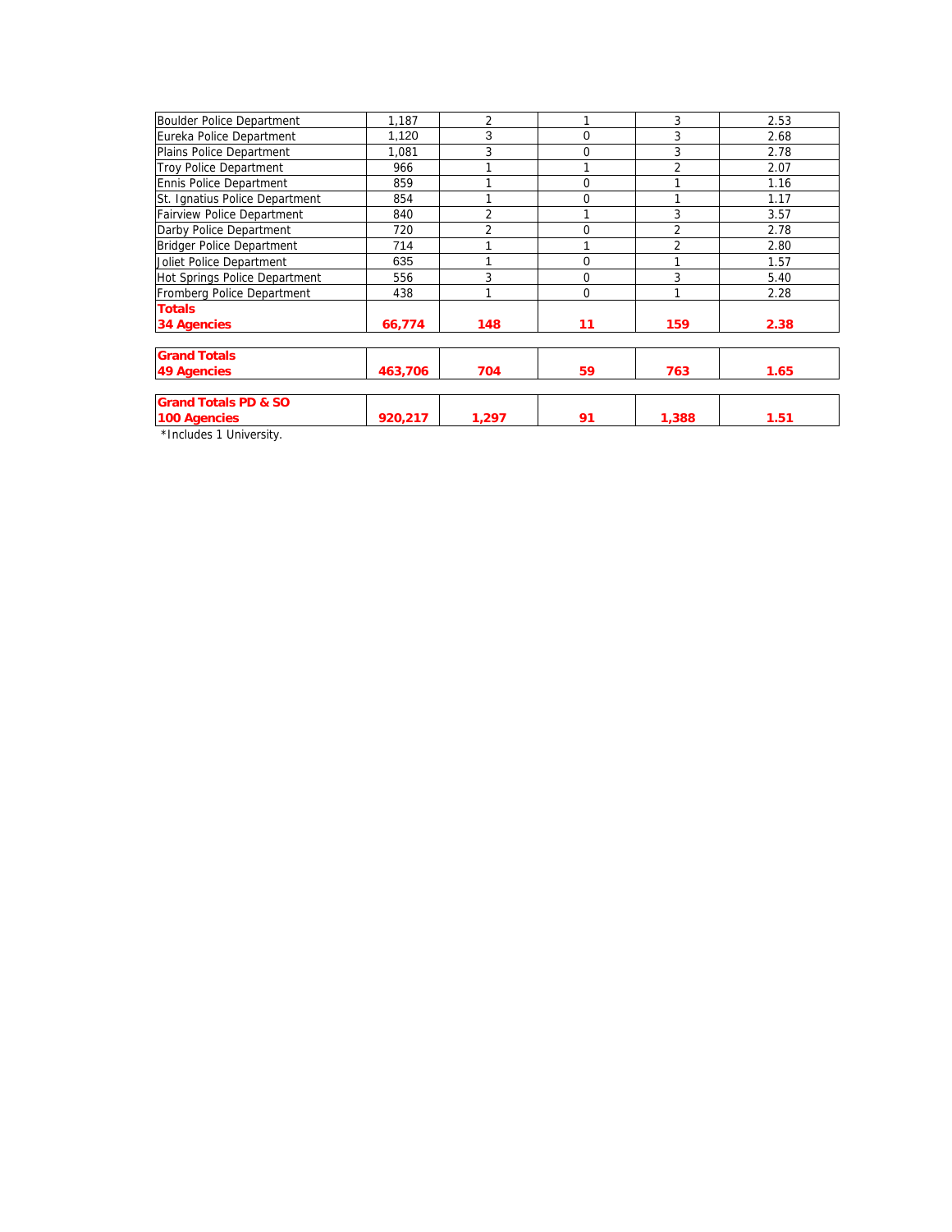| | | | | | |
|---|---|---|---|---|---|
| Boulder Police Department | 1,187 | 2 | 1 | 3 | 2.53 |
| Eureka Police Department | 1,120 | 3 | 0 | 3 | 2.68 |
| Plains Police Department | 1,081 | 3 | 0 | 3 | 2.78 |
| Troy Police Department | 966 | 1 | 1 | 2 | 2.07 |
| Ennis Police Department | 859 | 1 | 0 | 1 | 1.16 |
| St. Ignatius Police Department | 854 | 1 | 0 | 1 | 1.17 |
| Fairview Police Department | 840 | 2 | 1 | 3 | 3.57 |
| Darby Police Department | 720 | 2 | 0 | 2 | 2.78 |
| Bridger Police Department | 714 | 1 | 1 | 2 | 2.80 |
| Joliet Police Department | 635 | 1 | 0 | 1 | 1.57 |
| Hot Springs Police Department | 556 | 3 | 0 | 3 | 5.40 |
| Fromberg Police Department | 438 | 1 | 0 | 1 | 2.28 |
| **Totals 34 Agencies** | **66,774** | **148** | **11** | **159** | **2.38** |
| **Grand Totals 49 Agencies** | **463,706** | **704** | **59** | **763** | **1.65** |
| **Grand Totals PD & SO 100 Agencies** | **920,217** | **1,297** | **91** | **1,388** | **1.51** |

*Includes 1 University.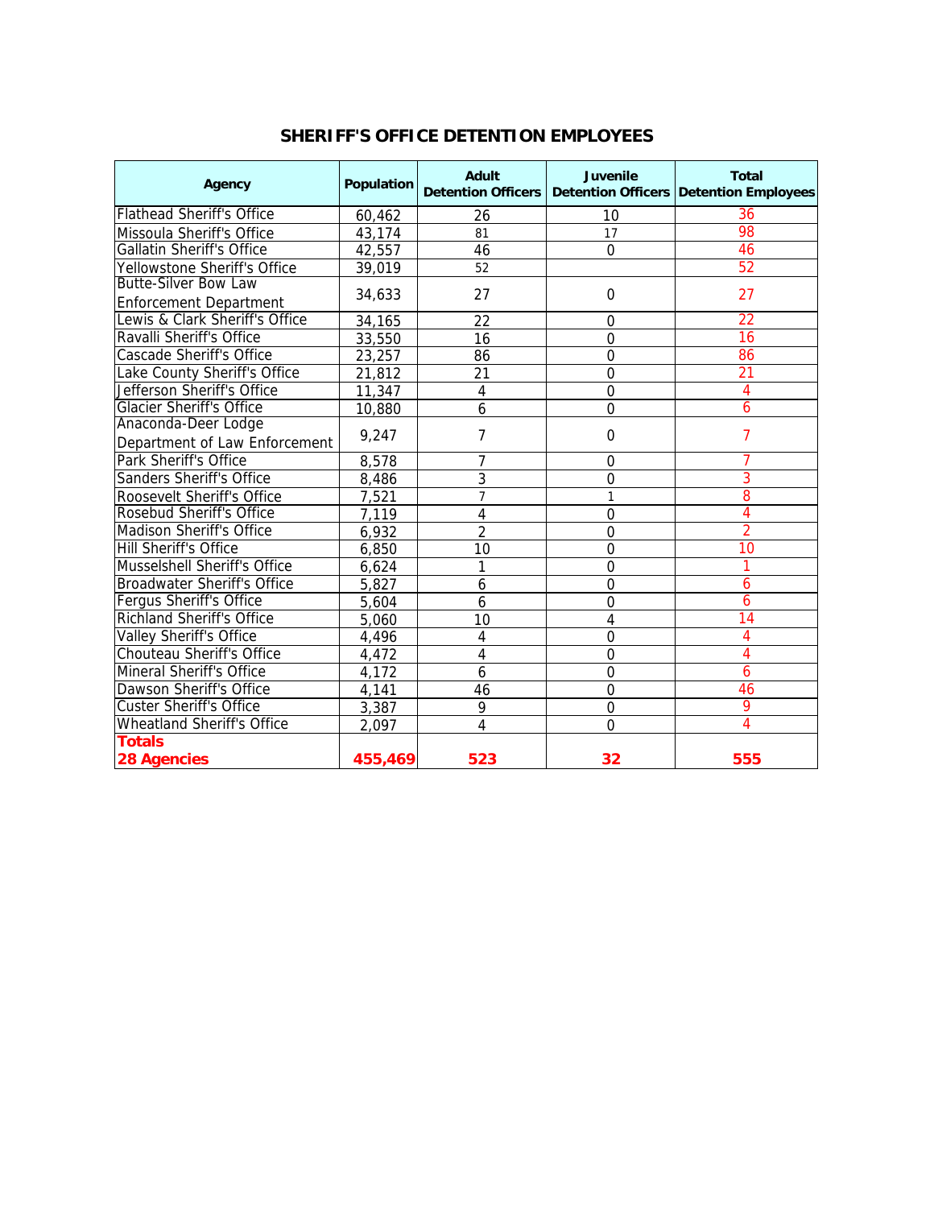# SHERIFF'S OFFICE DETENTION EMPLOYEES

| Agency | Population | Adult Detention Officers | Juvenile Detention Officers | Total Detention Employees |
|---|---|---|---|---|
| Flathead Sheriff's Office | 60,462 | 26 | 10 | 36 |
| Missoula Sheriff's Office | 43,174 | 81 | 17 | 98 |
| Gallatin Sheriff's Office | 42,557 | 46 | 0 | 46 |
| Yellowstone Sheriff's Office | 39,019 | 52 | | 52 |
| Butte-Silver Bow Law Enforcement Department | 34,633 | 27 | 0 | 27 |
| Lewis & Clark Sheriff's Office | 34,165 | 22 | 0 | 22 |
| Ravalli Sheriff's Office | 33,550 | 16 | 0 | 16 |
| Cascade Sheriff's Office | 23,257 | 86 | 0 | 86 |
| Lake County Sheriff's Office | 21,812 | 21 | 0 | 21 |
| Jefferson Sheriff's Office | 11,347 | 4 | 0 | 4 |
| Glacier Sheriff's Office | 10,880 | 6 | 0 | 6 |
| Anaconda-Deer Lodge Department of Law Enforcement | 9,247 | 7 | 0 | 7 |
| Park Sheriff's Office | 8,578 | 7 | 0 | 7 |
| Sanders Sheriff's Office | 8,486 | 3 | 0 | 3 |
| Roosevelt Sheriff's Office | 7,521 | 7 | 1 | 8 |
| Rosebud Sheriff's Office | 7,119 | 4 | 0 | 4 |
| Madison Sheriff's Office | 6,932 | 2 | 0 | 2 |
| Hill Sheriff's Office | 6,850 | 10 | 0 | 10 |
| Musselshell Sheriff's Office | 6,624 | 1 | 0 | 1 |
| Broadwater Sheriff's Office | 5,827 | 6 | 0 | 6 |
| Fergus Sheriff's Office | 5,604 | 6 | 0 | 6 |
| Richland Sheriff's Office | 5,060 | 10 | 4 | 14 |
| Valley Sheriff's Office | 4,496 | 4 | 0 | 4 |
| Chouteau Sheriff's Office | 4,472 | 4 | 0 | 4 |
| Mineral Sheriff's Office | 4,172 | 6 | 0 | 6 |
| Dawson Sheriff's Office | 4,141 | 46 | 0 | 46 |
| Custer Sheriff's Office | 3,387 | 9 | 0 | 9 |
| Wheatland Sheriff's Office | 2,097 | 4 | 0 | 4 |
| **Totals 28 Agencies** | **455,469** | **523** | **32** | **555** |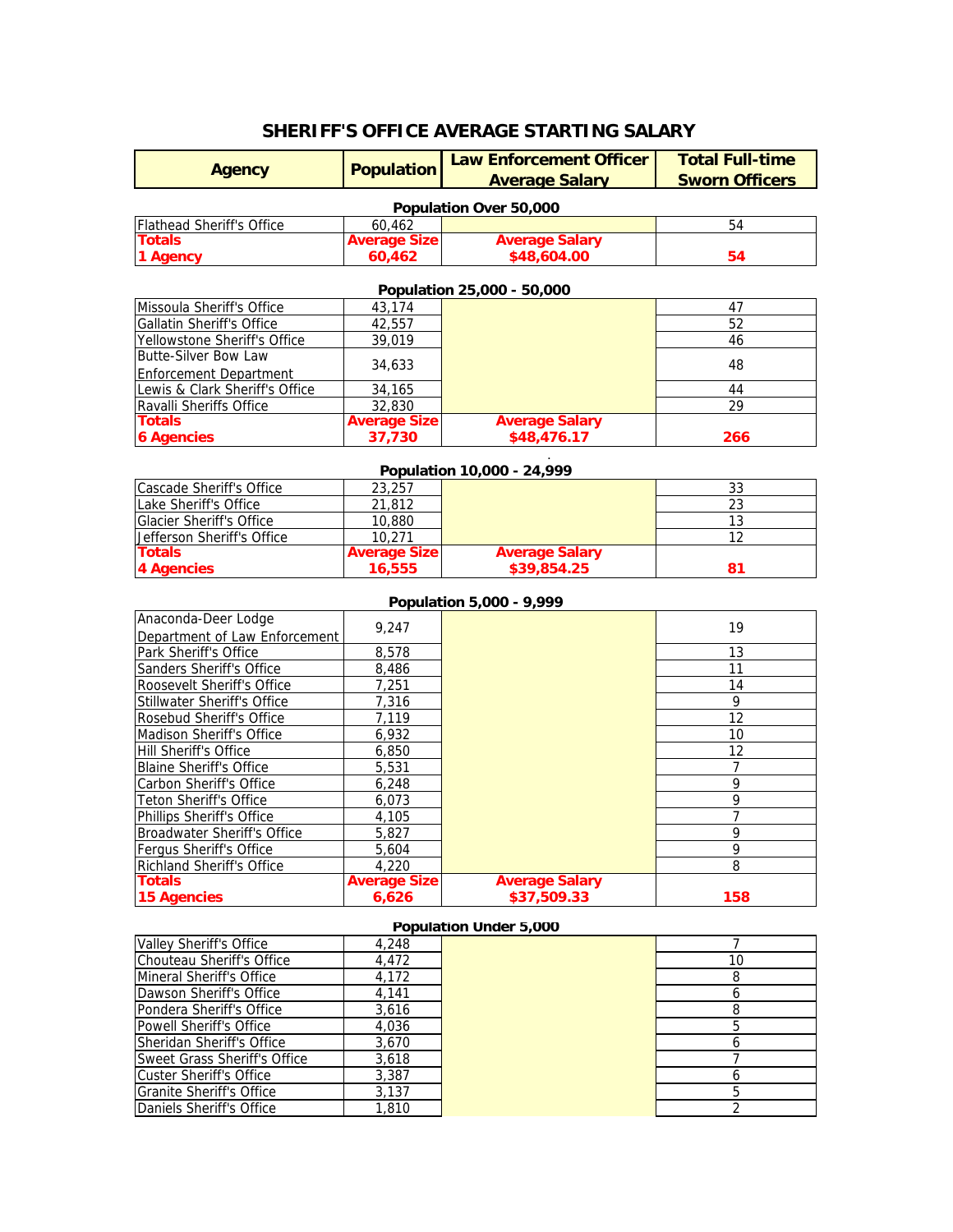# SHERIFF'S OFFICE AVERAGE STARTING SALARY

| Agency | Population | Law Enforcement Officer Average Salary | Total Full-time Sworn Officers |
|---|---|---|---|
| **Population Over 50,000** | | | |
| Flathead Sheriff's Office | 60,462 | | 54 |
| **Totals 1 Agency** | **Average Size 60,462** | **Average Salary $48,604.00** | **54** |
| **Population 25,000 - 50,000** | | | |
| Missoula Sheriff's Office | 43,174 | | 47 |
| Gallatin Sheriff's Office | 42,557 | | 52 |
| Yellowstone Sheriff's Office | 39,019 | | 46 |
| Butte-Silver Bow Law Enforcement Department | 34,633 | | 48 |
| Lewis & Clark Sheriff's Office | 34,165 | | 44 |
| Ravalli Sheriffs Office | 32,830 | | 29 |
| **Totals 6 Agencies** | **Average Size 37,730** | **Average Salary $48,476.17** | **266** |
| **Population 10,000 - 24,999** | | | |
| Cascade Sheriff's Office | 23,257 | | 33 |
| Lake Sheriff's Office | 21,812 | | 23 |
| Glacier Sheriff's Office | 10,880 | | 13 |
| Jefferson Sheriff's Office | 10,271 | | 12 |
| **Totals 4 Agencies** | **Average Size 16,555** | **Average Salary $39,854.25** | **81** |
| **Population 5,000 - 9,999** | | | |
| Anaconda-Deer Lodge Department of Law Enforcement | 9,247 | | 19 |
| Park Sheriff's Office | 8,578 | | 13 |
| Sanders Sheriff's Office | 8,486 | | 11 |
| Roosevelt Sheriff's Office | 7,251 | | 14 |
| Stillwater Sheriff's Office | 7,316 | | 9 |
| Rosebud Sheriff's Office | 7,119 | | 12 |
| Madison Sheriff's Office | 6,932 | | 10 |
| Hill Sheriff's Office | 6,850 | | 12 |
| Blaine Sheriff's Office | 5,531 | | 7 |
| Carbon Sheriff's Office | 6,248 | | 9 |
| Teton Sheriff's Office | 6,073 | | 9 |
| Phillips Sheriff's Office | 4,105 | | 7 |
| Broadwater Sheriff's Office | 5,827 | | 9 |
| Fergus Sheriff's Office | 5,604 | | 9 |
| Richland Sheriff's Office | 4,220 | | 8 |
| **Totals 15 Agencies** | **Average Size 6,626** | **Average Salary $37,509.33** | **158** |
| **Population Under 5,000** | | | |
| Valley Sheriff's Office | 4,248 | | 7 |
| Chouteau Sheriff's Office | 4,472 | | 10 |
| Mineral Sheriff's Office | 4,172 | | 8 |
| Dawson Sheriff's Office | 4,141 | | 6 |
| Pondera Sheriff's Office | 3,616 | | 8 |
| Powell Sheriff's Office | 4,036 | | 5 |
| Sheridan Sheriff's Office | 3,670 | | 6 |
| Sweet Grass Sheriff's Office | 3,618 | | 7 |
| Custer Sheriff's Office | 3,387 | | 6 |
| Granite Sheriff's Office | 3,137 | | 5 |
| Daniels Sheriff's Office | 1,810 | | 2 |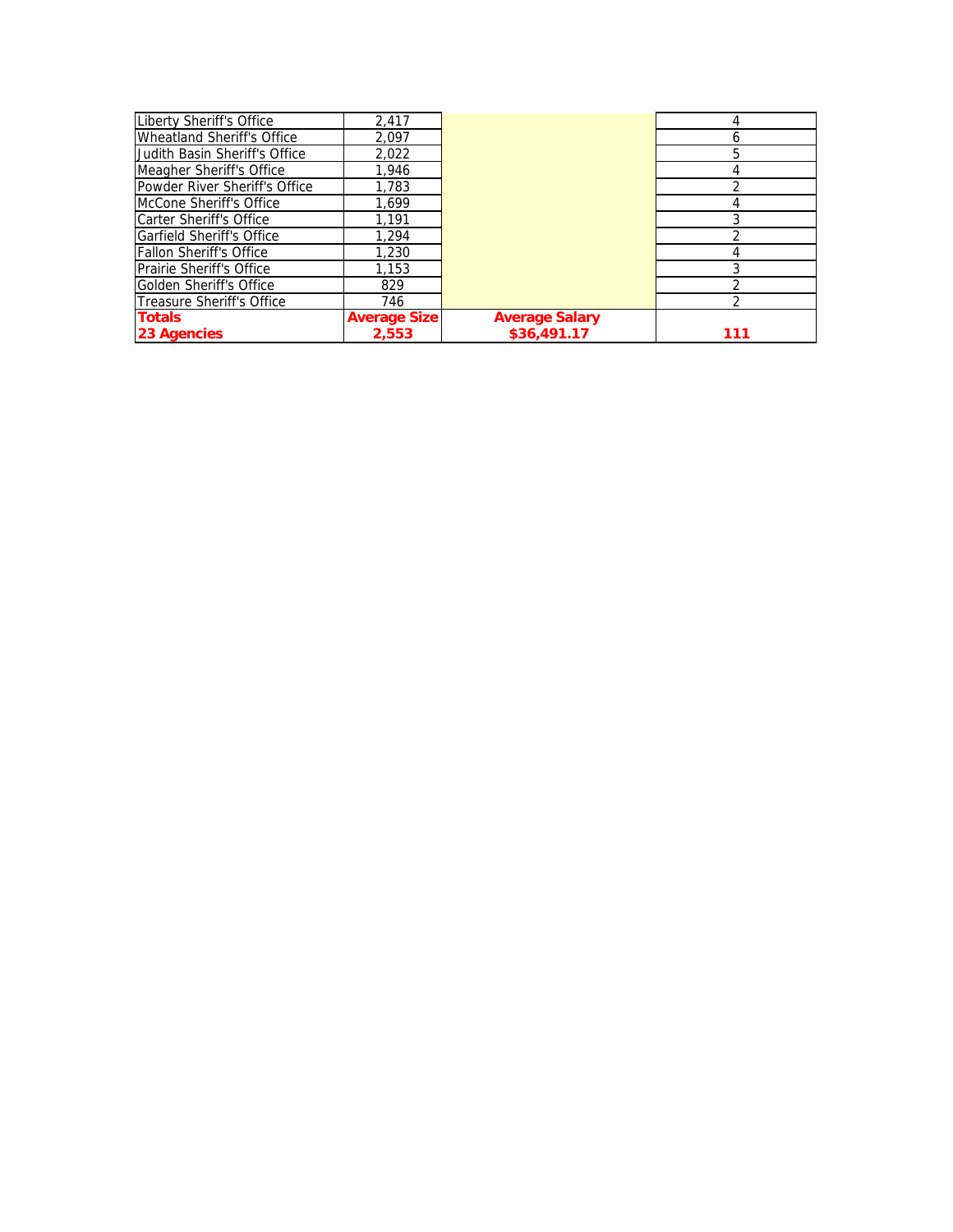| | | | |
|---|---|---|---|
| Liberty Sheriff's Office | 2,417 | | 4 |
| Wheatland Sheriff's Office | 2,097 | | 6 |
| Judith Basin Sheriff's Office | 2,022 | | 5 |
| Meagher Sheriff's Office | 1,946 | | 4 |
| Powder River Sheriff's Office | 1,783 | | 2 |
| McCone Sheriff's Office | 1,699 | | 4 |
| Carter Sheriff's Office | 1,191 | | 3 |
| Garfield Sheriff's Office | 1,294 | | 2 |
| Fallon Sheriff's Office | 1,230 | | 4 |
| Prairie Sheriff's Office | 1,153 | | 3 |
| Golden Sheriff's Office | 829 | | 2 |
| Treasure Sheriff's Office | 746 | | 2 |
| **Totals**<br>**23 Agencies** | **Average Size**<br>**2,553** | **Average Salary**<br>**$36,491.17** | **111** |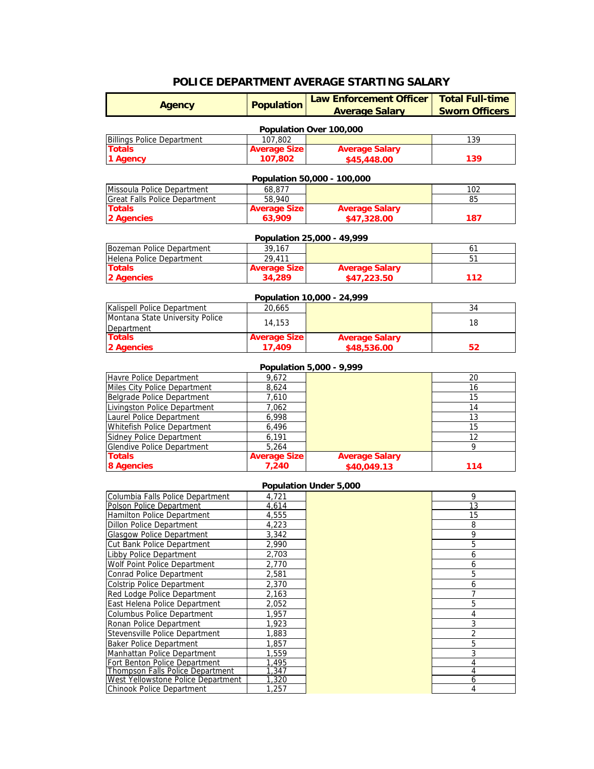# POLICE DEPARTMENT AVERAGE STARTING SALARY

| Agency | Population | Law Enforcement Officer Average Salary | Total Full-time Sworn Officers |
|---|---|---|---|
| **Population Over 100,000** | | | |
| Billings Police Department | 107,802 | | 139 |
| **Totals** **1 Agency** | **Average Size** **107,802** | **Average Salary** **$45,448.00** | **139** |
| **Population 50,000 - 100,000** | | | |
| Missoula Police Department | 68,877 | | 102 |
| Great Falls Police Department | 58,940 | | 85 |
| **Totals** **2 Agencies** | **Average Size** **63,909** | **Average Salary** **$47,328.00** | **187** |
| **Population 25,000 - 49,999** | | | |
| Bozeman Police Department | 39,167 | | 61 |
| Helena Police Department | 29,411 | | 51 |
| **Totals** **2 Agencies** | **Average Size** **34,289** | **Average Salary** **$47,223.50** | **112** |
| **Population 10,000 - 24,999** | | | |
| Kalispell Police Department | 20,665 | | 34 |
| Montana State University Police Department | 14,153 | | 18 |
| **Totals** **2 Agencies** | **Average Size** **17,409** | **Average Salary** **$48,536.00** | **52** |
| **Population 5,000 - 9,999** | | | |
| Havre Police Department | 9,672 | | 20 |
| Miles City Police Department | 8,624 | | 16 |
| Belgrade Police Department | 7,610 | | 15 |
| Livingston Police Department | 7,062 | | 14 |
| Laurel Police Department | 6,998 | | 13 |
| Whitefish Police Department | 6,496 | | 15 |
| Sidney Police Department | 6,191 | | 12 |
| Glendive Police Department | 5,264 | | 9 |
| **Totals** **8 Agencies** | **Average Size** **7,240** | **Average Salary** **$40,049.13** | **114** |
| **Population Under 5,000** | | | |
| Columbia Falls Police Department | 4,721 | | 9 |
| Polson Police Department | 4,614 | | 13 |
| Hamilton Police Department | 4,555 | | 15 |
| Dillon Police Department | 4,223 | | 8 |
| Glasgow Police Department | 3,342 | | 9 |
| Cut Bank Police Department | 2,990 | | 5 |
| Libby Police Department | 2,703 | | 6 |
| Wolf Point Police Department | 2,770 | | 6 |
| Conrad Police Department | 2,581 | | 5 |
| Colstrip Police Department | 2,370 | | 6 |
| Red Lodge Police Department | 2,163 | | 7 |
| East Helena Police Department | 2,052 | | 5 |
| Columbus Police Department | 1,957 | | 4 |
| Ronan Police Department | 1,923 | | 3 |
| Stevensville Police Department | 1,883 | | 2 |
| Baker Police Department | 1,857 | | 5 |
| Manhattan Police Department | 1,559 | | 3 |
| Fort Benton Police Department | 1,495 | | 4 |
| Thompson Falls Police Department | 1,347 | | 4 |
| West Yellowstone Police Department | 1,320 | | 6 |
| Chinook Police Department | 1,257 | | 4 |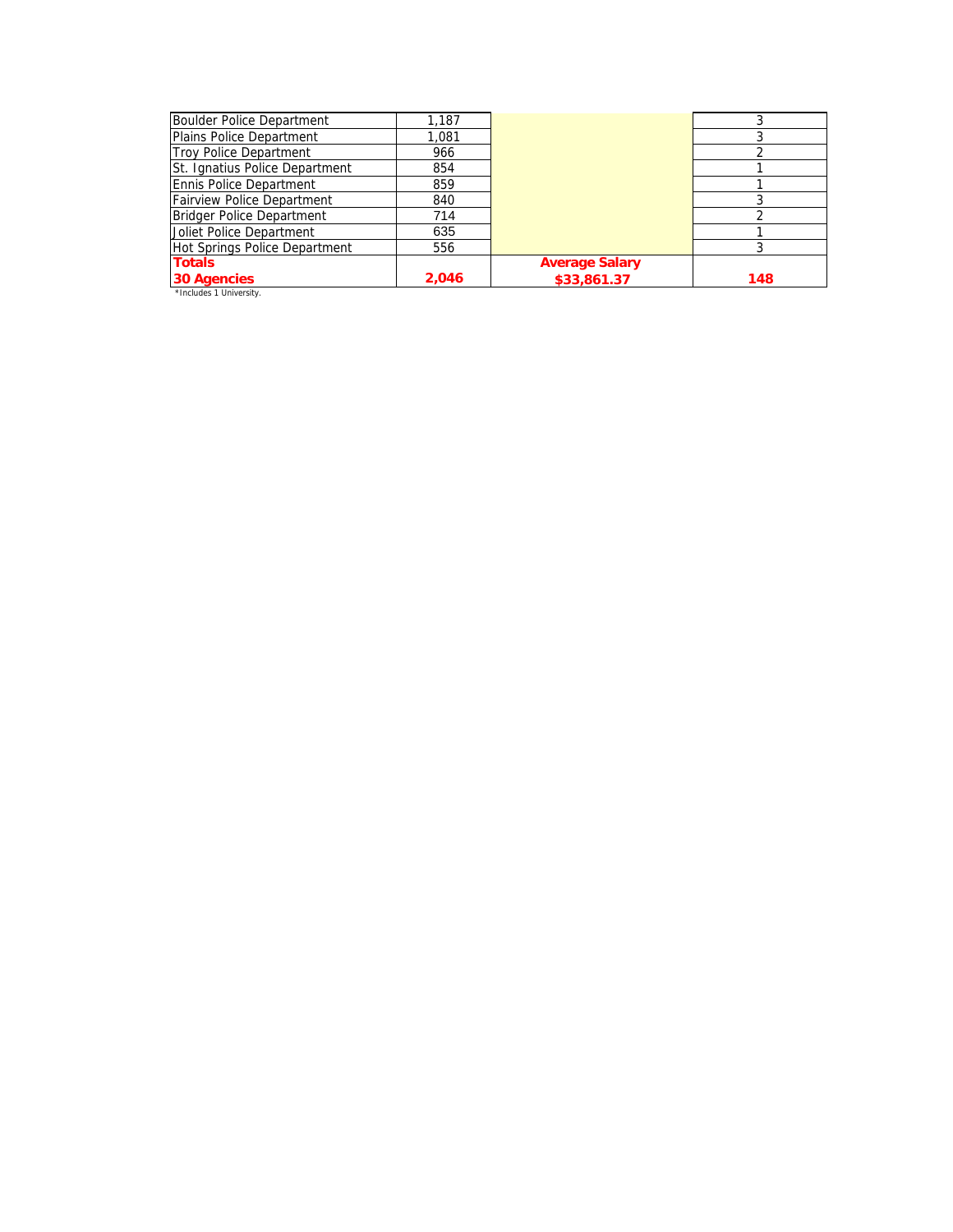| | | | |
|---|---|---|---|
| Boulder Police Department | 1,187 | | 3 |
| Plains Police Department | 1,081 | | 3 |
| Troy Police Department | 966 | | 2 |
| St. Ignatius Police Department | 854 | | 1 |
| Ennis Police Department | 859 | | 1 |
| Fairview Police Department | 840 | | 3 |
| Bridger Police Department | 714 | | 2 |
| Joliet Police Department | 635 | | 1 |
| Hot Springs Police Department | 556 | | 3 |
| **Totals 30 Agencies** | **2,046** | **Average Salary $33,861.37** | **148** |

*Includes 1 University.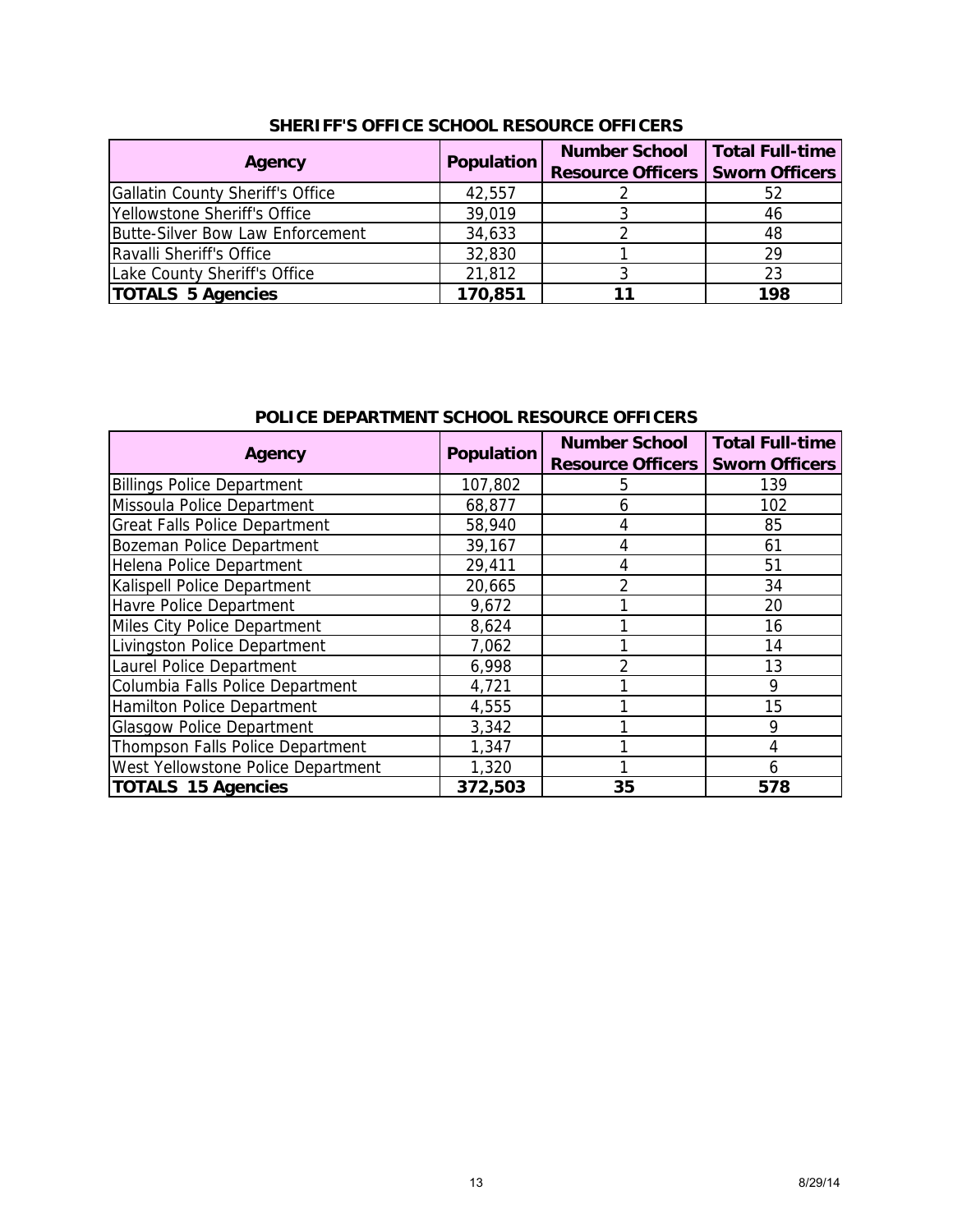## SHERIFF'S OFFICE SCHOOL RESOURCE OFFICERS

| Agency | Population | Number School Resource Officers | Total Full-time Sworn Officers |
|---|---|---|---|
| Gallatin County Sheriff's Office | 42,557 | 2 | 52 |
| Yellowstone Sheriff's Office | 39,019 | 3 | 46 |
| Butte-Silver Bow Law Enforcement | 34,633 | 2 | 48 |
| Ravalli Sheriff's Office | 32,830 | 1 | 29 |
| Lake County Sheriff's Office | 21,812 | 3 | 23 |
| **TOTALS 5 Agencies** | **170,851** | **11** | **198** |

## POLICE DEPARTMENT SCHOOL RESOURCE OFFICERS

| Agency | Population | Number School Resource Officers | Total Full-time Sworn Officers |
|---|---|---|---|
| Billings Police Department | 107,802 | 5 | 139 |
| Missoula Police Department | 68,877 | 6 | 102 |
| Great Falls Police Department | 58,940 | 4 | 85 |
| Bozeman Police Department | 39,167 | 4 | 61 |
| Helena Police Department | 29,411 | 4 | 51 |
| Kalispell Police Department | 20,665 | 2 | 34 |
| Havre Police Department | 9,672 | 1 | 20 |
| Miles City Police Department | 8,624 | 1 | 16 |
| Livingston Police Department | 7,062 | 1 | 14 |
| Laurel Police Department | 6,998 | 2 | 13 |
| Columbia Falls Police Department | 4,721 | 1 | 9 |
| Hamilton Police Department | 4,555 | 1 | 15 |
| Glasgow Police Department | 3,342 | 1 | 9 |
| Thompson Falls Police Department | 1,347 | 1 | 4 |
| West Yellowstone Police Department | 1,320 | 1 | 6 |
| **TOTALS 15 Agencies** | **372,503** | **35** | **578** |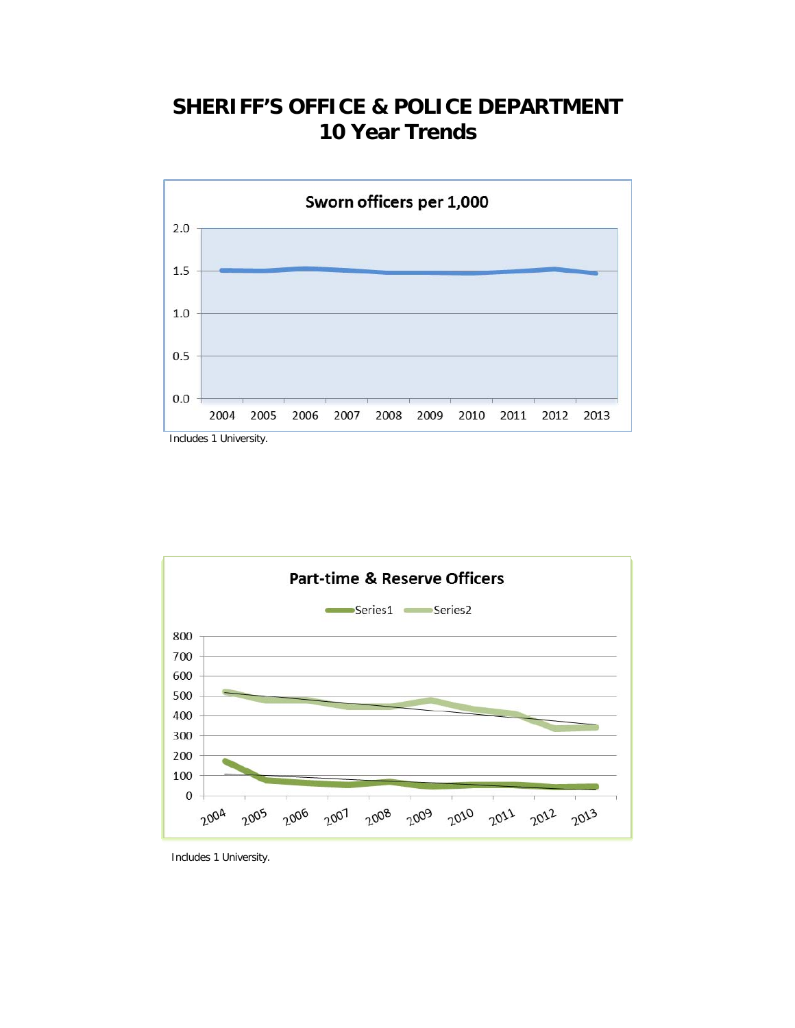# SHERIFF'S OFFICE & POLICE DEPARTMENT
# 10 Year Trends

**Sworn officers per 1,000**

Includes 1 University.

**Part-time & Reserve Officers**

Includes 1 University.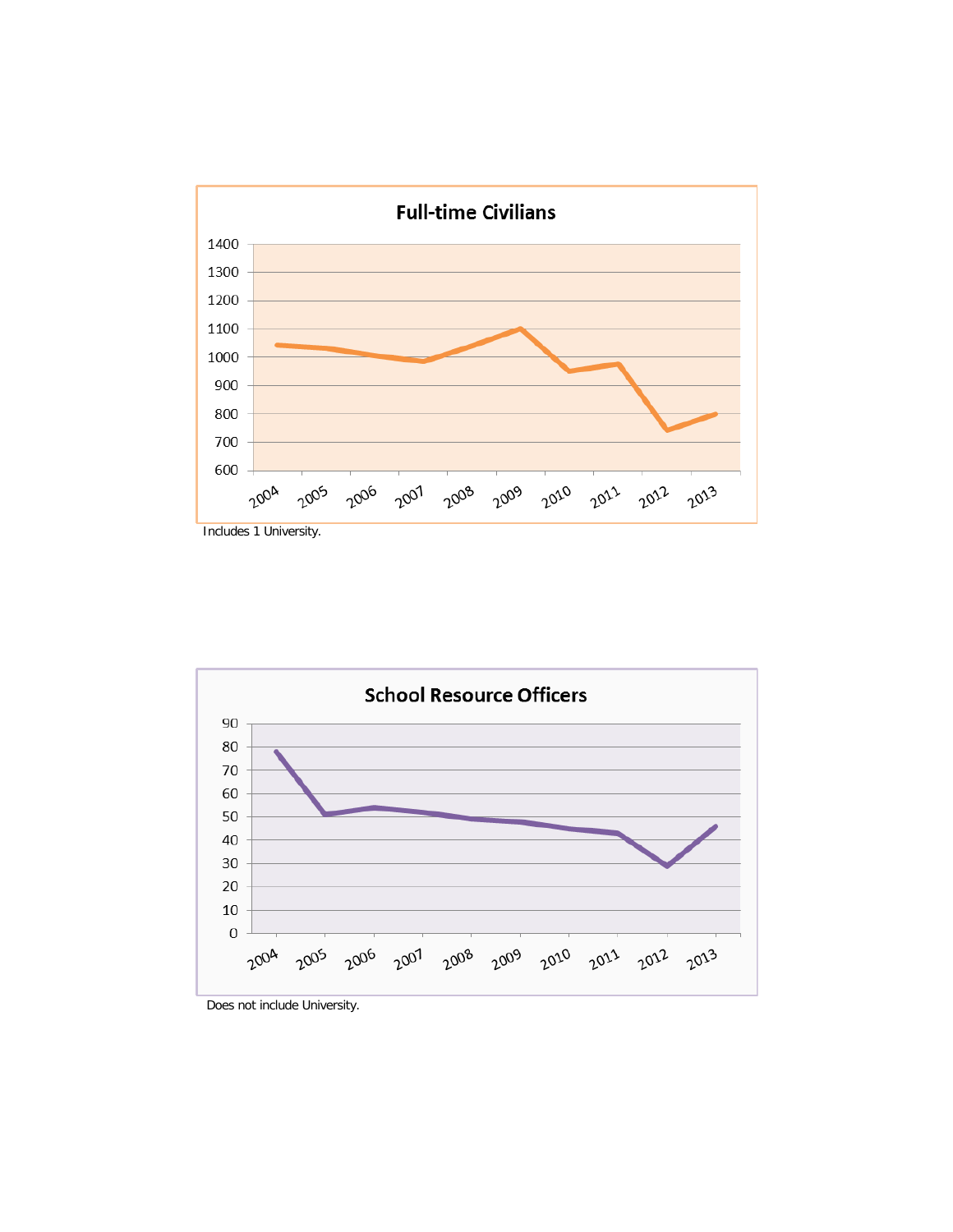## Full-time Civilians

| Year | Value |
|---|---|
| 2004 | ~1045 |
| 2005 | ~1030 |
| 2006 | ~1005 |
| 2007 | ~985 |
| 2008 | ~1040 |
| 2009 | ~1100 |
| 2010 | ~950 |
| 2011 | ~975 |
| 2012 | ~745 |
| 2013 | ~800 |

Includes 1 University.

## School Resource Officers

| Year | Value |
|---|---|
| 2004 | ~78 |
| 2005 | ~51 |
| 2006 | ~54 |
| 2007 | ~52 |
| 2008 | ~49 |
| 2009 | ~48 |
| 2010 | ~45 |
| 2011 | ~43 |
| 2012 | ~29 |
| 2013 | ~46 |

Does not include University.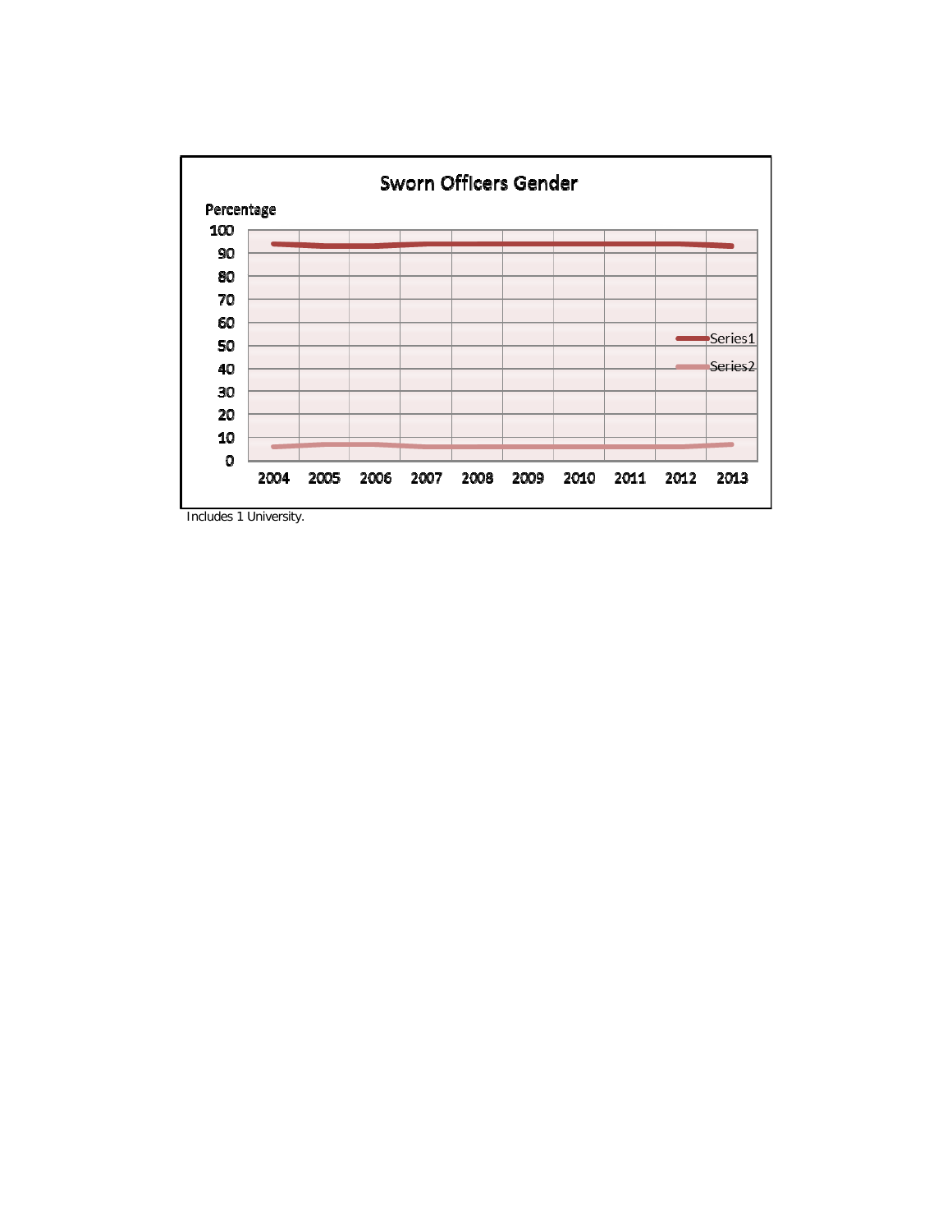## Sworn Officers Gender

Percentage

| | 2004 | 2005 | 2006 | 2007 | 2008 | 2009 | 2010 | 2011 | 2012 | 2013 |
|---|---|---|---|---|---|---|---|---|---|---|
| Series1 | | | | | | | | | | |
| Series2 | | | | | | | | | | |

Includes 1 University.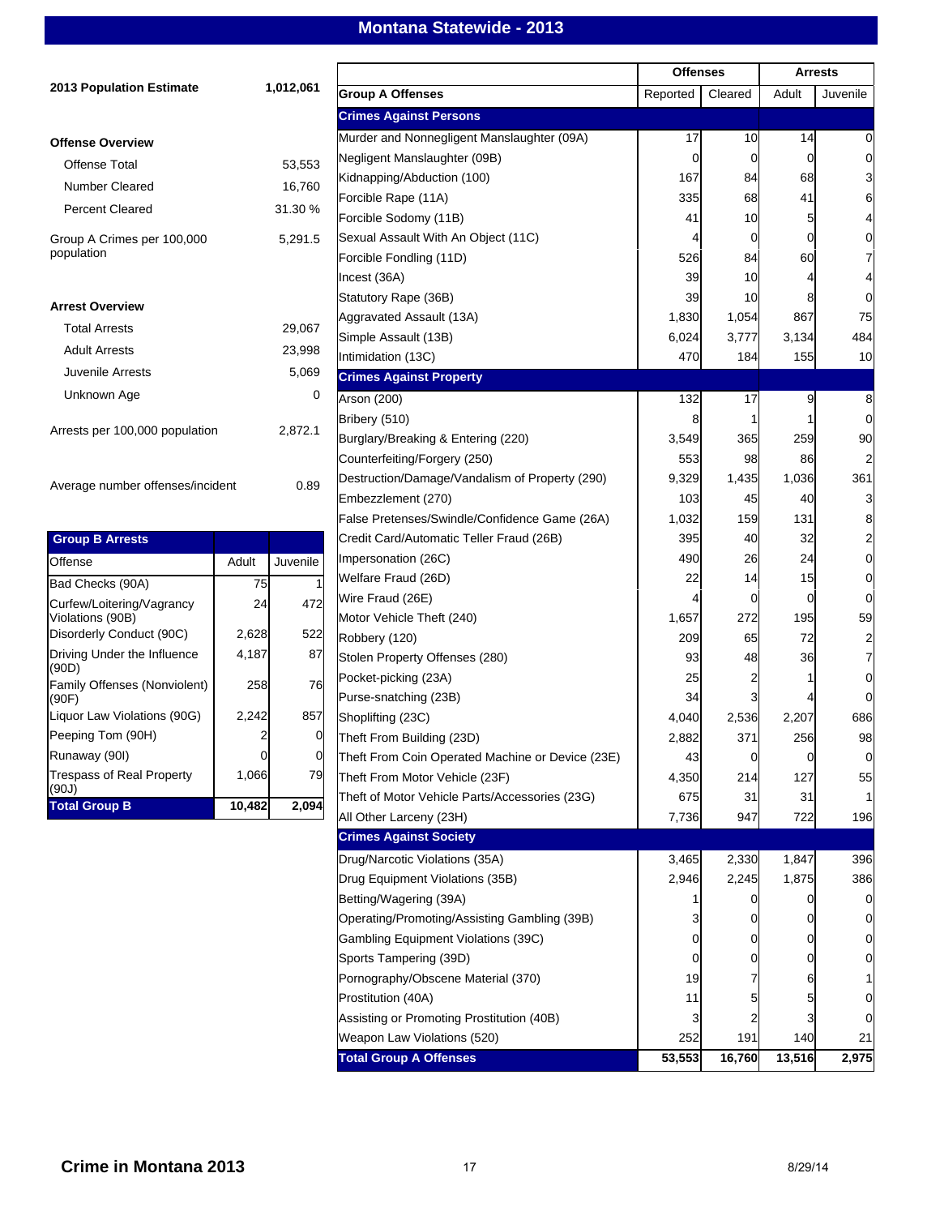# Montana Statewide - 2013

**2013 Population Estimate** 1,012,061

**Offense Overview**

| | |
|---|---|
| Offense Total | 53,553 |
| Number Cleared | 16,760 |
| Percent Cleared | 31.30 % |
| Group A Crimes per 100,000 population | 5,291.5 |

**Arrest Overview**

| | |
|---|---|
| Total Arrests | 29,067 |
| Adult Arrests | 23,998 |
| Juvenile Arrests | 5,069 |
| Unknown Age | 0 |
| Arrests per 100,000 population | 2,872.1 |
| Average number offenses/incident | 0.89 |

| Group B Arrests | | |
|---|---|---|
| Offense | Adult | Juvenile |
| Bad Checks (90A) | 75 | 1 |
| Curfew/Loitering/Vagrancy Violations (90B) | 24 | 472 |
| Disorderly Conduct (90C) | 2,628 | 522 |
| Driving Under the Influence (90D) | 4,187 | 87 |
| Family Offenses (Nonviolent) (90F) | 258 | 76 |
| Liquor Law Violations (90G) | 2,242 | 857 |
| Peeping Tom (90H) | 2 | 0 |
| Runaway (90I) | 0 | 0 |
| Trespass of Real Property (90J) | 1,066 | 79 |
| **Total Group B** | **10,482** | **2,094** |

| | Offenses | | Arrests | |
|---|---|---|---|---|
| **Group A Offenses** | Reported | Cleared | Adult | Juvenile |
| **Crimes Against Persons** | | | | |
| Murder and Nonnegligent Manslaughter (09A) | 17 | 10 | 14 | 0 |
| Negligent Manslaughter (09B) | 0 | 0 | 0 | 0 |
| Kidnapping/Abduction (100) | 167 | 84 | 68 | 3 |
| Forcible Rape (11A) | 335 | 68 | 41 | 6 |
| Forcible Sodomy (11B) | 41 | 10 | 5 | 4 |
| Sexual Assault With An Object (11C) | 4 | 0 | 0 | 0 |
| Forcible Fondling (11D) | 526 | 84 | 60 | 7 |
| Incest (36A) | 39 | 10 | 4 | 4 |
| Statutory Rape (36B) | 39 | 10 | 8 | 0 |
| Aggravated Assault (13A) | 1,830 | 1,054 | 867 | 75 |
| Simple Assault (13B) | 6,024 | 3,777 | 3,134 | 484 |
| Intimidation (13C) | 470 | 184 | 155 | 10 |
| **Crimes Against Property** | | | | |
| Arson (200) | 132 | 17 | 9 | 8 |
| Bribery (510) | 8 | 1 | 1 | 0 |
| Burglary/Breaking & Entering (220) | 3,549 | 365 | 259 | 90 |
| Counterfeiting/Forgery (250) | 553 | 98 | 86 | 2 |
| Destruction/Damage/Vandalism of Property (290) | 9,329 | 1,435 | 1,036 | 361 |
| Embezzlement (270) | 103 | 45 | 40 | 3 |
| False Pretenses/Swindle/Confidence Game (26A) | 1,032 | 159 | 131 | 8 |
| Credit Card/Automatic Teller Fraud (26B) | 395 | 40 | 32 | 2 |
| Impersonation (26C) | 490 | 26 | 24 | 0 |
| Welfare Fraud (26D) | 22 | 14 | 15 | 0 |
| Wire Fraud (26E) | 4 | 0 | 0 | 0 |
| Motor Vehicle Theft (240) | 1,657 | 272 | 195 | 59 |
| Robbery (120) | 209 | 65 | 72 | 2 |
| Stolen Property Offenses (280) | 93 | 48 | 36 | 7 |
| Pocket-picking (23A) | 25 | 2 | 1 | 0 |
| Purse-snatching (23B) | 34 | 3 | 4 | 0 |
| Shoplifting (23C) | 4,040 | 2,536 | 2,207 | 686 |
| Theft From Building (23D) | 2,882 | 371 | 256 | 98 |
| Theft From Coin Operated Machine or Device (23E) | 43 | 0 | 0 | 0 |
| Theft From Motor Vehicle (23F) | 4,350 | 214 | 127 | 55 |
| Theft of Motor Vehicle Parts/Accessories (23G) | 675 | 31 | 31 | 1 |
| All Other Larceny (23H) | 7,736 | 947 | 722 | 196 |
| **Crimes Against Society** | | | | |
| Drug/Narcotic Violations (35A) | 3,465 | 2,330 | 1,847 | 396 |
| Drug Equipment Violations (35B) | 2,946 | 2,245 | 1,875 | 386 |
| Betting/Wagering (39A) | 1 | 0 | 0 | 0 |
| Operating/Promoting/Assisting Gambling (39B) | 3 | 0 | 0 | 0 |
| Gambling Equipment Violations (39C) | 0 | 0 | 0 | 0 |
| Sports Tampering (39D) | 0 | 0 | 0 | 0 |
| Pornography/Obscene Material (370) | 19 | 7 | 6 | 1 |
| Prostitution (40A) | 11 | 5 | 5 | 0 |
| Assisting or Promoting Prostitution (40B) | 3 | 2 | 3 | 0 |
| Weapon Law Violations (520) | 252 | 191 | 140 | 21 |
| **Total Group A Offenses** | **53,553** | **16,760** | **13,516** | **2,975** |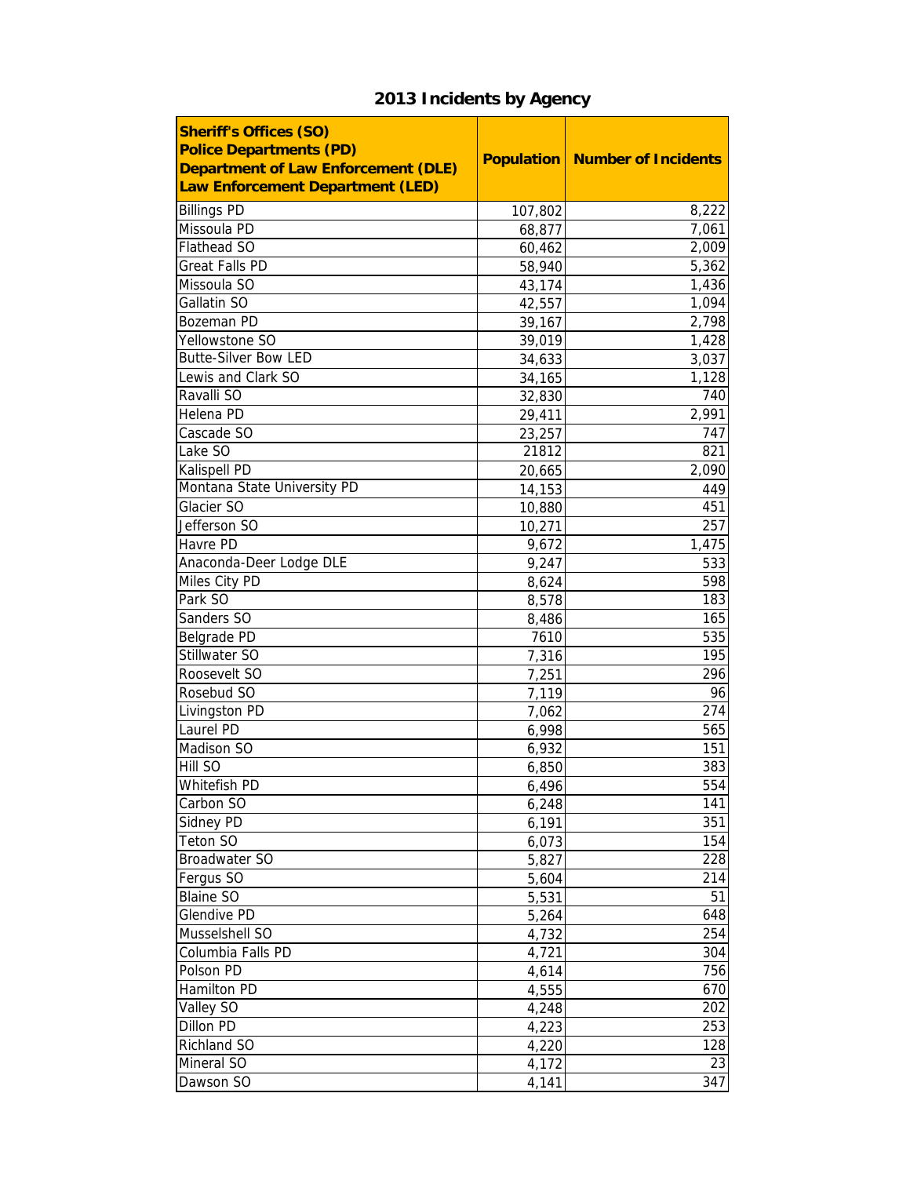## 2013 Incidents by Agency

| **Sheriff's Offices (SO)**<br>**Police Departments (PD)**<br>**Department of Law Enforcement (DLE)**<br>**Law Enforcement Department (LED)** | **Population** | **Number of Incidents** |
|---|---|---|
| Billings PD | 107,802 | 8,222 |
| Missoula PD | 68,877 | 7,061 |
| Flathead SO | 60,462 | 2,009 |
| Great Falls PD | 58,940 | 5,362 |
| Missoula SO | 43,174 | 1,436 |
| Gallatin SO | 42,557 | 1,094 |
| Bozeman PD | 39,167 | 2,798 |
| Yellowstone SO | 39,019 | 1,428 |
| Butte-Silver Bow LED | 34,633 | 3,037 |
| Lewis and Clark SO | 34,165 | 1,128 |
| Ravalli SO | 32,830 | 740 |
| Helena PD | 29,411 | 2,991 |
| Cascade SO | 23,257 | 747 |
| Lake SO | 21812 | 821 |
| Kalispell PD | 20,665 | 2,090 |
| Montana State University PD | 14,153 | 449 |
| Glacier SO | 10,880 | 451 |
| Jefferson SO | 10,271 | 257 |
| Havre PD | 9,672 | 1,475 |
| Anaconda-Deer Lodge DLE | 9,247 | 533 |
| Miles City PD | 8,624 | 598 |
| Park SO | 8,578 | 183 |
| Sanders SO | 8,486 | 165 |
| Belgrade PD | 7610 | 535 |
| Stillwater SO | 7,316 | 195 |
| Roosevelt SO | 7,251 | 296 |
| Rosebud SO | 7,119 | 96 |
| Livingston PD | 7,062 | 274 |
| Laurel PD | 6,998 | 565 |
| Madison SO | 6,932 | 151 |
| Hill SO | 6,850 | 383 |
| Whitefish PD | 6,496 | 554 |
| Carbon SO | 6,248 | 141 |
| Sidney PD | 6,191 | 351 |
| Teton SO | 6,073 | 154 |
| Broadwater SO | 5,827 | 228 |
| Fergus SO | 5,604 | 214 |
| Blaine SO | 5,531 | 51 |
| Glendive PD | 5,264 | 648 |
| Musselshell SO | 4,732 | 254 |
| Columbia Falls PD | 4,721 | 304 |
| Polson PD | 4,614 | 756 |
| Hamilton PD | 4,555 | 670 |
| Valley SO | 4,248 | 202 |
| Dillon PD | 4,223 | 253 |
| Richland SO | 4,220 | 128 |
| Mineral SO | 4,172 | 23 |
| Dawson SO | 4,141 | 347 |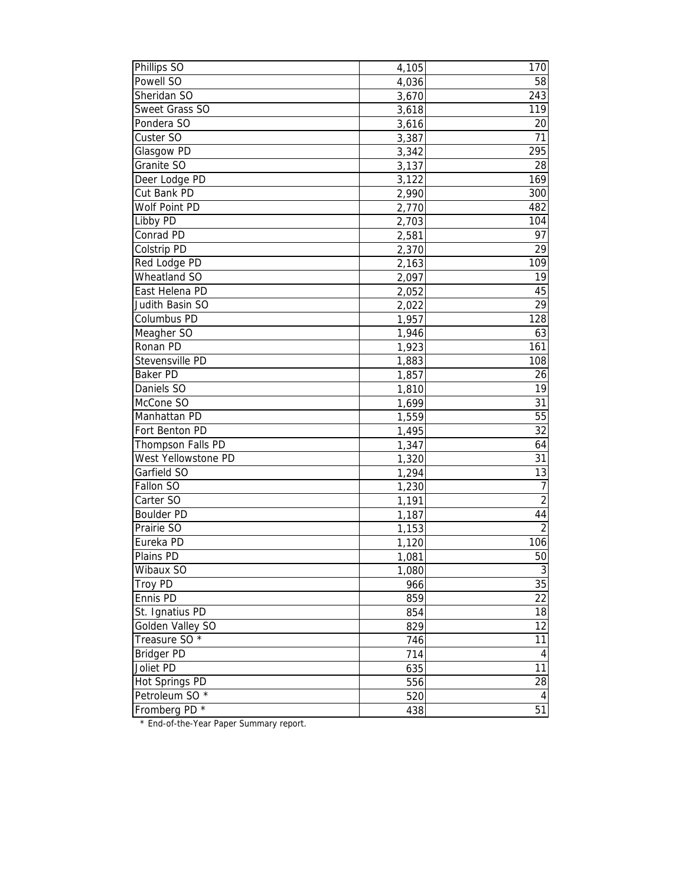| | | |
|---|---|---|
| Phillips SO | 4,105 | 170 |
| Powell SO | 4,036 | 58 |
| Sheridan SO | 3,670 | 243 |
| Sweet Grass SO | 3,618 | 119 |
| Pondera SO | 3,616 | 20 |
| Custer SO | 3,387 | 71 |
| Glasgow PD | 3,342 | 295 |
| Granite SO | 3,137 | 28 |
| Deer Lodge PD | 3,122 | 169 |
| Cut Bank PD | 2,990 | 300 |
| Wolf Point PD | 2,770 | 482 |
| Libby PD | 2,703 | 104 |
| Conrad PD | 2,581 | 97 |
| Colstrip PD | 2,370 | 29 |
| Red Lodge PD | 2,163 | 109 |
| Wheatland SO | 2,097 | 19 |
| East Helena PD | 2,052 | 45 |
| Judith Basin SO | 2,022 | 29 |
| Columbus PD | 1,957 | 128 |
| Meagher SO | 1,946 | 63 |
| Ronan PD | 1,923 | 161 |
| Stevensville PD | 1,883 | 108 |
| Baker PD | 1,857 | 26 |
| Daniels SO | 1,810 | 19 |
| McCone SO | 1,699 | 31 |
| Manhattan PD | 1,559 | 55 |
| Fort Benton PD | 1,495 | 32 |
| Thompson Falls PD | 1,347 | 64 |
| West Yellowstone PD | 1,320 | 31 |
| Garfield SO | 1,294 | 13 |
| Fallon SO | 1,230 | 7 |
| Carter SO | 1,191 | 2 |
| Boulder PD | 1,187 | 44 |
| Prairie SO | 1,153 | 2 |
| Eureka PD | 1,120 | 106 |
| Plains PD | 1,081 | 50 |
| Wibaux SO | 1,080 | 3 |
| Troy PD | 966 | 35 |
| Ennis PD | 859 | 22 |
| St. Ignatius PD | 854 | 18 |
| Golden Valley SO | 829 | 12 |
| Treasure SO * | 746 | 11 |
| Bridger PD | 714 | 4 |
| Joliet PD | 635 | 11 |
| Hot Springs PD | 556 | 28 |
| Petroleum SO * | 520 | 4 |
| Fromberg PD * | 438 | 51 |

* End-of-the-Year Paper Summary report.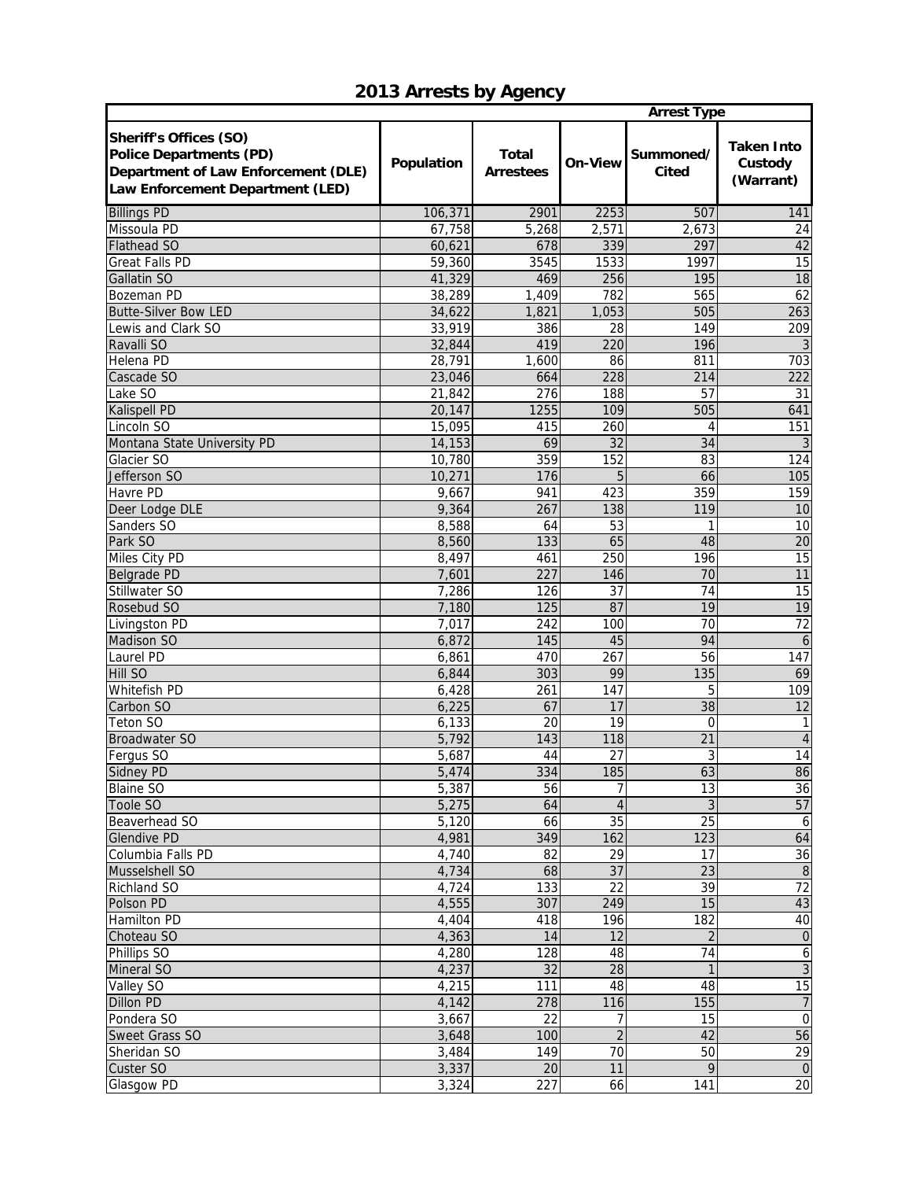# 2013 Arrests by Agency

| Sheriff's Offices (SO) Police Departments (PD) Department of Law Enforcement (DLE) Law Enforcement Department (LED) | Population | Total Arrestees | Arrest Type | | |
|---|---|---|---|---|---|
| | | | On-View | Summoned/ Cited | Taken Into Custody (Warrant) |
| Billings PD | 106,371 | 2901 | 2253 | 507 | 141 |
| Missoula PD | 67,758 | 5,268 | 2,571 | 2,673 | 24 |
| Flathead SO | 60,621 | 678 | 339 | 297 | 42 |
| Great Falls PD | 59,360 | 3545 | 1533 | 1997 | 15 |
| Gallatin SO | 41,329 | 469 | 256 | 195 | 18 |
| Bozeman PD | 38,289 | 1,409 | 782 | 565 | 62 |
| Butte-Silver Bow LED | 34,622 | 1,821 | 1,053 | 505 | 263 |
| Lewis and Clark SO | 33,919 | 386 | 28 | 149 | 209 |
| Ravalli SO | 32,844 | 419 | 220 | 196 | 3 |
| Helena PD | 28,791 | 1,600 | 86 | 811 | 703 |
| Cascade SO | 23,046 | 664 | 228 | 214 | 222 |
| Lake SO | 21,842 | 276 | 188 | 57 | 31 |
| Kalispell PD | 20,147 | 1255 | 109 | 505 | 641 |
| Lincoln SO | 15,095 | 415 | 260 | 4 | 151 |
| Montana State University PD | 14,153 | 69 | 32 | 34 | 3 |
| Glacier SO | 10,780 | 359 | 152 | 83 | 124 |
| Jefferson SO | 10,271 | 176 | 5 | 66 | 105 |
| Havre PD | 9,667 | 941 | 423 | 359 | 159 |
| Deer Lodge DLE | 9,364 | 267 | 138 | 119 | 10 |
| Sanders SO | 8,588 | 64 | 53 | 1 | 10 |
| Park SO | 8,560 | 133 | 65 | 48 | 20 |
| Miles City PD | 8,497 | 461 | 250 | 196 | 15 |
| Belgrade PD | 7,601 | 227 | 146 | 70 | 11 |
| Stillwater SO | 7,286 | 126 | 37 | 74 | 15 |
| Rosebud SO | 7,180 | 125 | 87 | 19 | 19 |
| Livingston PD | 7,017 | 242 | 100 | 70 | 72 |
| Madison SO | 6,872 | 145 | 45 | 94 | 6 |
| Laurel PD | 6,861 | 470 | 267 | 56 | 147 |
| Hill SO | 6,844 | 303 | 99 | 135 | 69 |
| Whitefish PD | 6,428 | 261 | 147 | 5 | 109 |
| Carbon SO | 6,225 | 67 | 17 | 38 | 12 |
| Teton SO | 6,133 | 20 | 19 | 0 | 1 |
| Broadwater SO | 5,792 | 143 | 118 | 21 | 4 |
| Fergus SO | 5,687 | 44 | 27 | 3 | 14 |
| Sidney PD | 5,474 | 334 | 185 | 63 | 86 |
| Blaine SO | 5,387 | 56 | 7 | 13 | 36 |
| Toole SO | 5,275 | 64 | 4 | 3 | 57 |
| Beaverhead SO | 5,120 | 66 | 35 | 25 | 6 |
| Glendive PD | 4,981 | 349 | 162 | 123 | 64 |
| Columbia Falls PD | 4,740 | 82 | 29 | 17 | 36 |
| Musselshell SO | 4,734 | 68 | 37 | 23 | 8 |
| Richland SO | 4,724 | 133 | 22 | 39 | 72 |
| Polson PD | 4,555 | 307 | 249 | 15 | 43 |
| Hamilton PD | 4,404 | 418 | 196 | 182 | 40 |
| Choteau SO | 4,363 | 14 | 12 | 2 | 0 |
| Phillips SO | 4,280 | 128 | 48 | 74 | 6 |
| Mineral SO | 4,237 | 32 | 28 | 1 | 3 |
| Valley SO | 4,215 | 111 | 48 | 48 | 15 |
| Dillon PD | 4,142 | 278 | 116 | 155 | 7 |
| Pondera SO | 3,667 | 22 | 7 | 15 | 0 |
| Sweet Grass SO | 3,648 | 100 | 2 | 42 | 56 |
| Sheridan SO | 3,484 | 149 | 70 | 50 | 29 |
| Custer SO | 3,337 | 20 | 11 | 9 | 0 |
| Glasgow PD | 3,324 | 227 | 66 | 141 | 20 |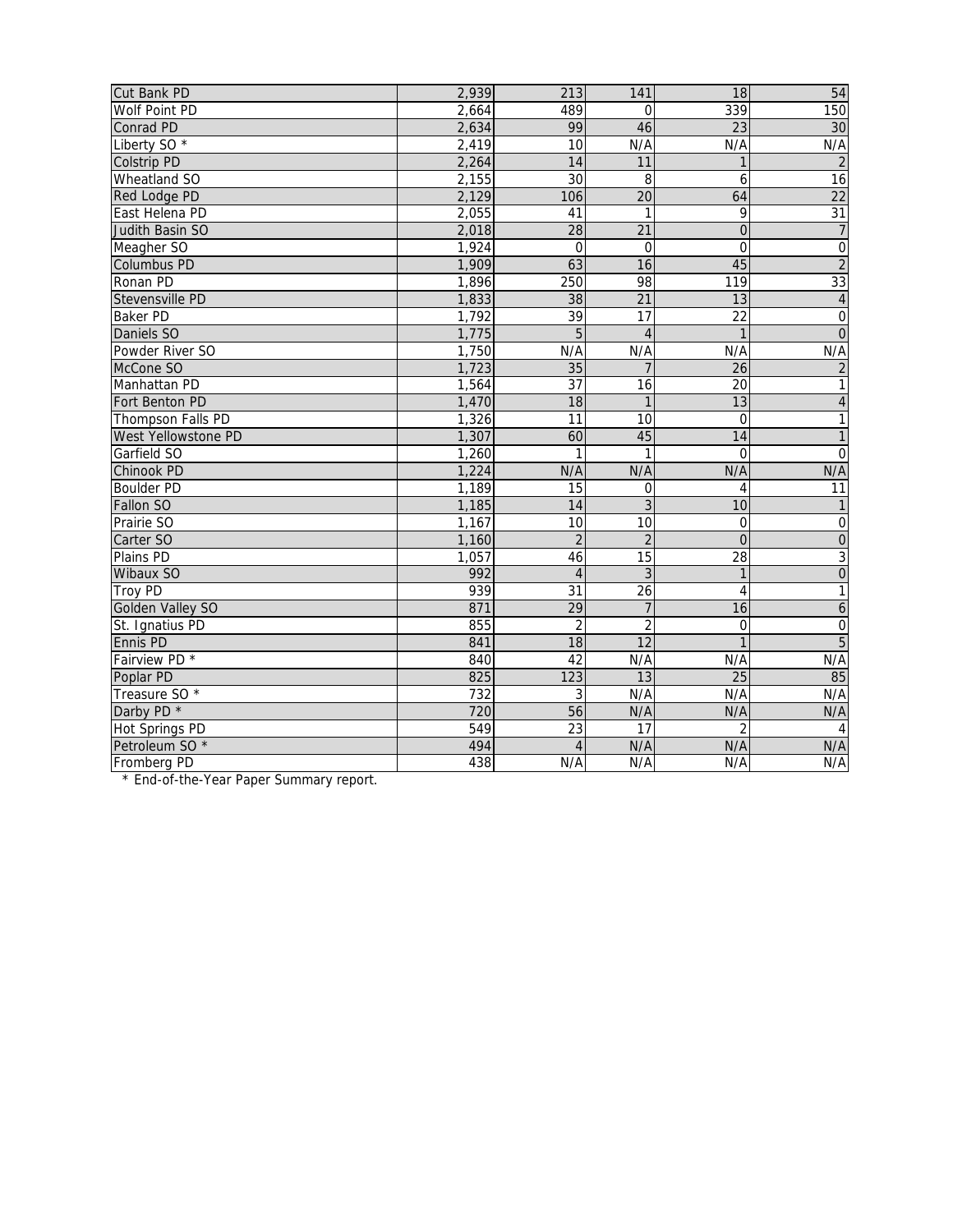| | | | | | |
|---|---|---|---|---|---|
| Cut Bank PD | 2,939 | 213 | 141 | 18 | 54 |
| Wolf Point PD | 2,664 | 489 | 0 | 339 | 150 |
| Conrad PD | 2,634 | 99 | 46 | 23 | 30 |
| Liberty SO * | 2,419 | 10 | N/A | N/A | N/A |
| Colstrip PD | 2,264 | 14 | 11 | 1 | 2 |
| Wheatland SO | 2,155 | 30 | 8 | 6 | 16 |
| Red Lodge PD | 2,129 | 106 | 20 | 64 | 22 |
| East Helena PD | 2,055 | 41 | 1 | 9 | 31 |
| Judith Basin SO | 2,018 | 28 | 21 | 0 | 7 |
| Meagher SO | 1,924 | 0 | 0 | 0 | 0 |
| Columbus PD | 1,909 | 63 | 16 | 45 | 2 |
| Ronan PD | 1,896 | 250 | 98 | 119 | 33 |
| Stevensville PD | 1,833 | 38 | 21 | 13 | 4 |
| Baker PD | 1,792 | 39 | 17 | 22 | 0 |
| Daniels SO | 1,775 | 5 | 4 | 1 | 0 |
| Powder River SO | 1,750 | N/A | N/A | N/A | N/A |
| McCone SO | 1,723 | 35 | 7 | 26 | 2 |
| Manhattan PD | 1,564 | 37 | 16 | 20 | 1 |
| Fort Benton PD | 1,470 | 18 | 1 | 13 | 4 |
| Thompson Falls PD | 1,326 | 11 | 10 | 0 | 1 |
| West Yellowstone PD | 1,307 | 60 | 45 | 14 | 1 |
| Garfield SO | 1,260 | 1 | 1 | 0 | 0 |
| Chinook PD | 1,224 | N/A | N/A | N/A | N/A |
| Boulder PD | 1,189 | 15 | 0 | 4 | 11 |
| Fallon SO | 1,185 | 14 | 3 | 10 | 1 |
| Prairie SO | 1,167 | 10 | 10 | 0 | 0 |
| Carter SO | 1,160 | 2 | 2 | 0 | 0 |
| Plains PD | 1,057 | 46 | 15 | 28 | 3 |
| Wibaux SO | 992 | 4 | 3 | 1 | 0 |
| Troy PD | 939 | 31 | 26 | 4 | 1 |
| Golden Valley SO | 871 | 29 | 7 | 16 | 6 |
| St. Ignatius PD | 855 | 2 | 2 | 0 | 0 |
| Ennis PD | 841 | 18 | 12 | 1 | 5 |
| Fairview PD * | 840 | 42 | N/A | N/A | N/A |
| Poplar PD | 825 | 123 | 13 | 25 | 85 |
| Treasure SO * | 732 | 3 | N/A | N/A | N/A |
| Darby PD * | 720 | 56 | N/A | N/A | N/A |
| Hot Springs PD | 549 | 23 | 17 | 2 | 4 |
| Petroleum SO * | 494 | 4 | N/A | N/A | N/A |
| Fromberg PD | 438 | N/A | N/A | N/A | N/A |

* End-of-the-Year Paper Summary report.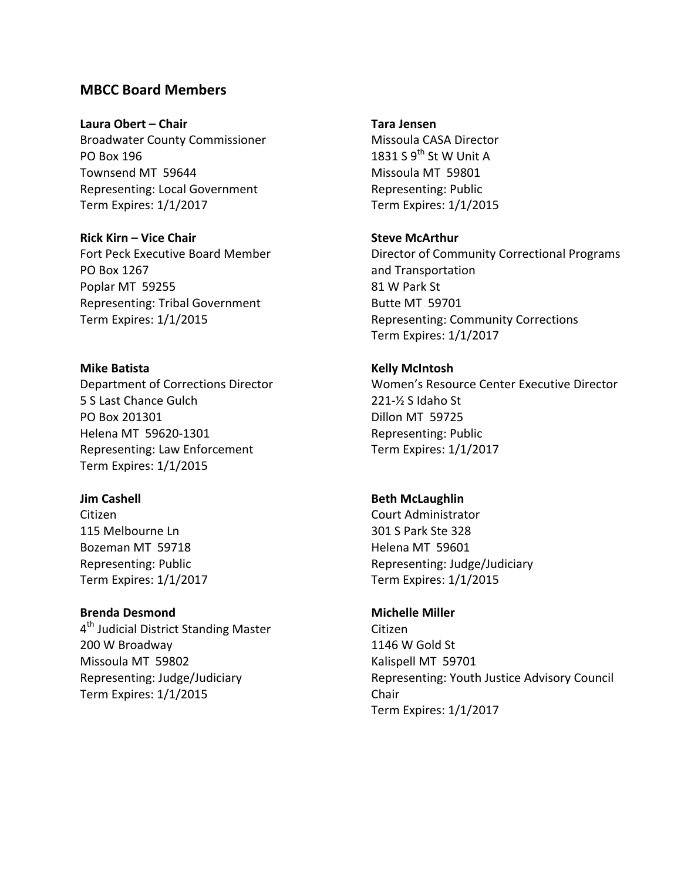## MBCC Board Members

**Laura Obert – Chair**
Broadwater County Commissioner
PO Box 196
Townsend MT 59644
Representing: Local Government
Term Expires: 1/1/2017

**Rick Kirn – Vice Chair**
Fort Peck Executive Board Member
PO Box 1267
Poplar MT 59255
Representing: Tribal Government
Term Expires: 1/1/2015

**Mike Batista**
Department of Corrections Director
5 S Last Chance Gulch
PO Box 201301
Helena MT 59620-1301
Representing: Law Enforcement
Term Expires: 1/1/2015

**Jim Cashell**
Citizen
115 Melbourne Ln
Bozeman MT 59718
Representing: Public
Term Expires: 1/1/2017

**Brenda Desmond**
4th Judicial District Standing Master
200 W Broadway
Missoula MT 59802
Representing: Judge/Judiciary
Term Expires: 1/1/2015

**Tara Jensen**
Missoula CASA Director
1831 S 9th St W Unit A
Missoula MT 59801
Representing: Public
Term Expires: 1/1/2015

**Steve McArthur**
Director of Community Correctional Programs and Transportation
81 W Park St
Butte MT 59701
Representing: Community Corrections
Term Expires: 1/1/2017

**Kelly McIntosh**
Women's Resource Center Executive Director
221-½ S Idaho St
Dillon MT 59725
Representing: Public
Term Expires: 1/1/2017

**Beth McLaughlin**
Court Administrator
301 S Park Ste 328
Helena MT 59601
Representing: Judge/Judiciary
Term Expires: 1/1/2015

**Michelle Miller**
Citizen
1146 W Gold St
Kalispell MT 59701
Representing: Youth Justice Advisory Council Chair
Term Expires: 1/1/2017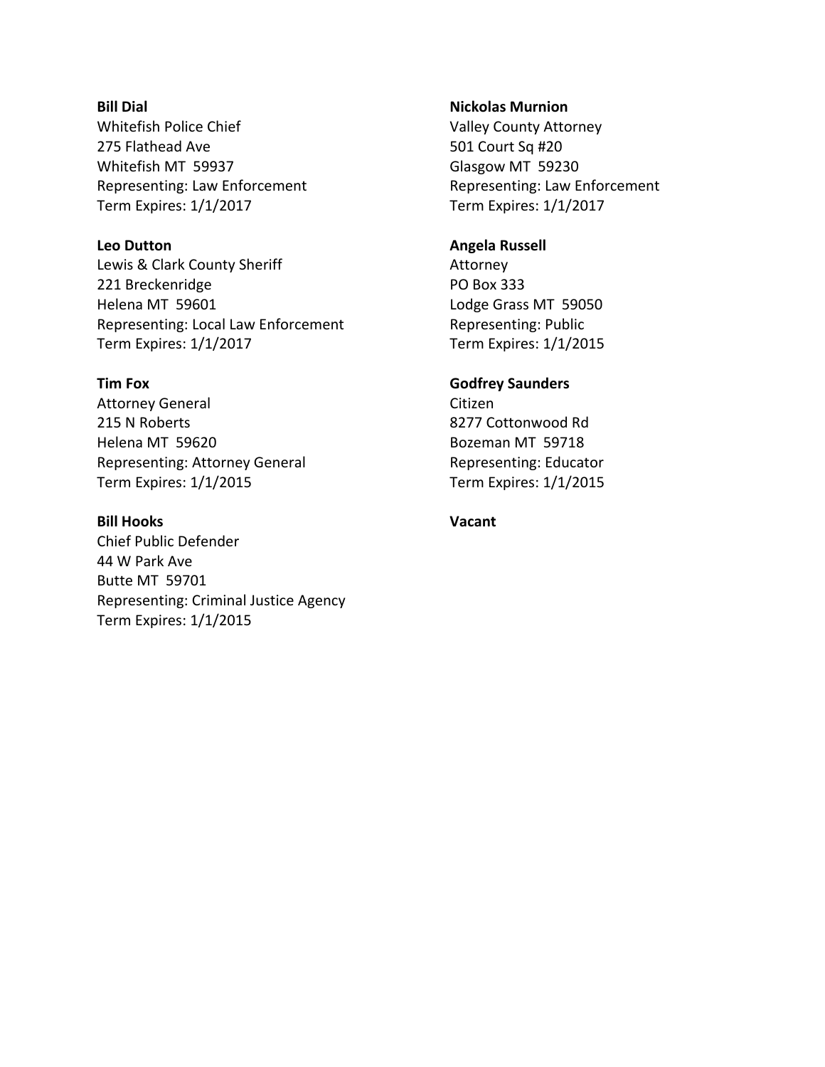**Bill Dial**
Whitefish Police Chief
275 Flathead Ave
Whitefish MT 59937
Representing: Law Enforcement
Term Expires: 1/1/2017

**Leo Dutton**
Lewis & Clark County Sheriff
221 Breckenridge
Helena MT 59601
Representing: Local Law Enforcement
Term Expires: 1/1/2017

**Tim Fox**
Attorney General
215 N Roberts
Helena MT 59620
Representing: Attorney General
Term Expires: 1/1/2015

**Bill Hooks**
Chief Public Defender
44 W Park Ave
Butte MT 59701
Representing: Criminal Justice Agency
Term Expires: 1/1/2015

**Nickolas Murnion**
Valley County Attorney
501 Court Sq #20
Glasgow MT 59230
Representing: Law Enforcement
Term Expires: 1/1/2017

**Angela Russell**
Attorney
PO Box 333
Lodge Grass MT 59050
Representing: Public
Term Expires: 1/1/2015

**Godfrey Saunders**
Citizen
8277 Cottonwood Rd
Bozeman MT 59718
Representing: Educator
Term Expires: 1/1/2015

**Vacant**